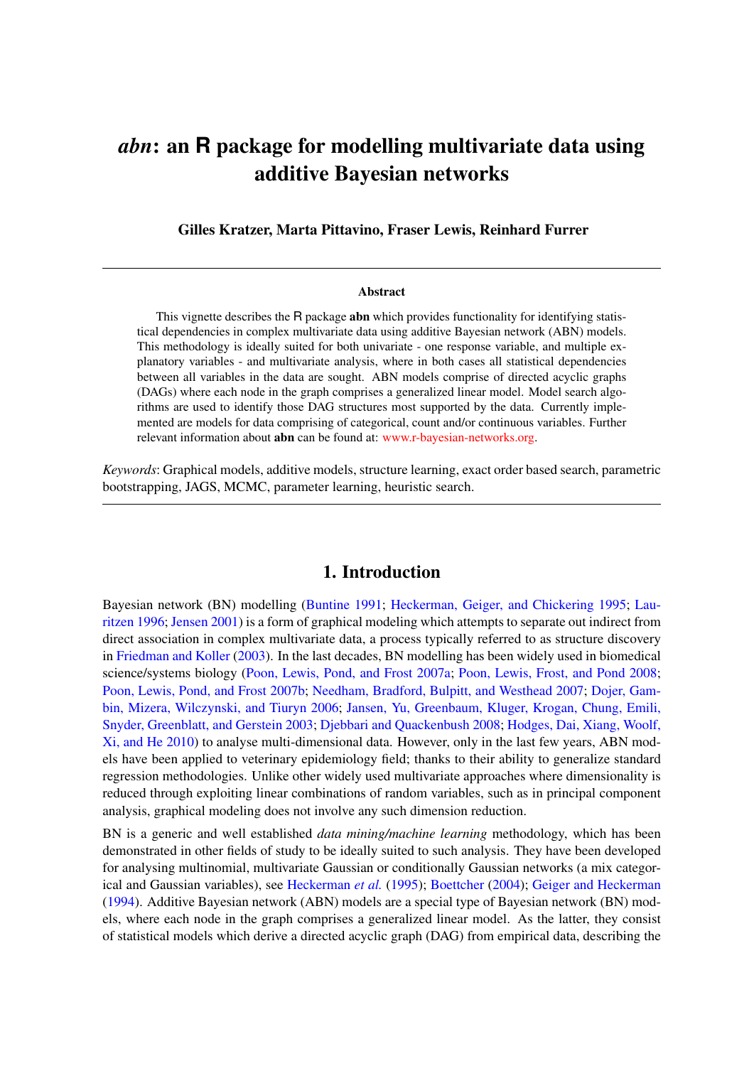# *abn*: an R package for modelling multivariate data using additive Bayesian networks

**Gilles Kratzer, Marta Pittavino, Fraser Lewis, Reinhard Furrer**

---

**Abstract**

This vignette describes the R package **abn** which provides functionality for identifying statistical dependencies in complex multivariate data using additive Bayesian network (ABN) models. This methodology is ideally suited for both univariate - one response variable, and multiple explanatory variables - and multivariate analysis, where in both cases all statistical dependencies between all variables in the data are sought. ABN models comprise of directed acyclic graphs (DAGs) where each node in the graph comprises a generalized linear model. Model search algorithms are used to identify those DAG structures most supported by the data. Currently implemented are models for data comprising of categorical, count and/or continuous variables. Further relevant information about **abn** can be found at: www.r-bayesian-networks.org.

*Keywords*: Graphical models, additive models, structure learning, exact order based search, parametric bootstrapping, JAGS, MCMC, parameter learning, heuristic search.

---

## 1. Introduction

Bayesian network (BN) modelling (Buntine 1991; Heckerman, Geiger, and Chickering 1995; Lauritzen 1996; Jensen 2001) is a form of graphical modeling which attempts to separate out indirect from direct association in complex multivariate data, a process typically referred to as structure discovery in Friedman and Koller (2003). In the last decades, BN modelling has been widely used in biomedical science/systems biology (Poon, Lewis, Pond, and Frost 2007a; Poon, Lewis, Frost, and Pond 2008; Poon, Lewis, Pond, and Frost 2007b; Needham, Bradford, Bulpitt, and Westhead 2007; Dojer, Gambin, Mizera, Wilczynski, and Tiuryn 2006; Jansen, Yu, Greenbaum, Kluger, Krogan, Chung, Emili, Snyder, Greenblatt, and Gerstein 2003; Djebbari and Quackenbush 2008; Hodges, Dai, Xiang, Woolf, Xi, and He 2010) to analyse multi-dimensional data. However, only in the last few years, ABN models have been applied to veterinary epidemiology field; thanks to their ability to generalize standard regression methodologies. Unlike other widely used multivariate approaches where dimensionality is reduced through exploiting linear combinations of random variables, such as in principal component analysis, graphical modeling does not involve any such dimension reduction.

BN is a generic and well established *data mining/machine learning* methodology, which has been demonstrated in other fields of study to be ideally suited to such analysis. They have been developed for analysing multinomial, multivariate Gaussian or conditionally Gaussian networks (a mix categorical and Gaussian variables), see Heckerman *et al.* (1995); Boettcher (2004); Geiger and Heckerman (1994). Additive Bayesian network (ABN) models are a special type of Bayesian network (BN) models, where each node in the graph comprises a generalized linear model. As the latter, they consist of statistical models which derive a directed acyclic graph (DAG) from empirical data, describing the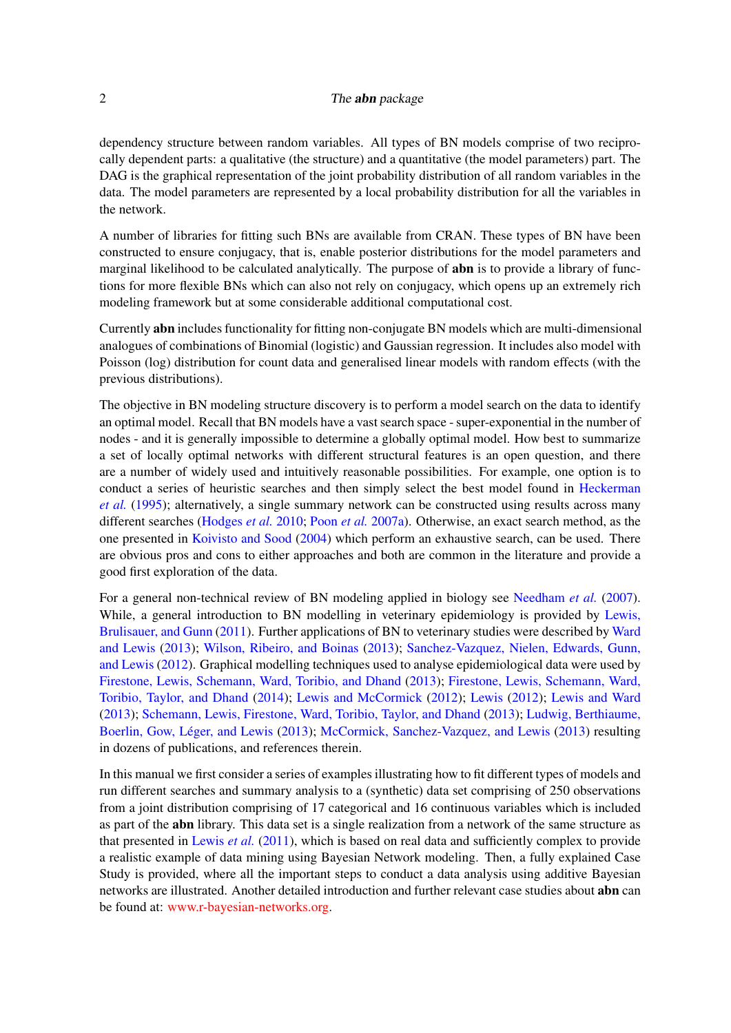dependency structure between random variables. All types of BN models comprise of two reciprocally dependent parts: a qualitative (the structure) and a quantitative (the model parameters) part. The DAG is the graphical representation of the joint probability distribution of all random variables in the data. The model parameters are represented by a local probability distribution for all the variables in the network.

A number of libraries for fitting such BNs are available from CRAN. These types of BN have been constructed to ensure conjugacy, that is, enable posterior distributions for the model parameters and marginal likelihood to be calculated analytically. The purpose of **abn** is to provide a library of functions for more flexible BNs which can also not rely on conjugacy, which opens up an extremely rich modeling framework but at some considerable additional computational cost.

Currently **abn** includes functionality for fitting non-conjugate BN models which are multi-dimensional analogues of combinations of Binomial (logistic) and Gaussian regression. It includes also model with Poisson (log) distribution for count data and generalised linear models with random effects (with the previous distributions).

The objective in BN modeling structure discovery is to perform a model search on the data to identify an optimal model. Recall that BN models have a vast search space - super-exponential in the number of nodes - and it is generally impossible to determine a globally optimal model. How best to summarize a set of locally optimal networks with different structural features is an open question, and there are a number of widely used and intuitively reasonable possibilities. For example, one option is to conduct a series of heuristic searches and then simply select the best model found in Heckerman *et al.* (1995); alternatively, a single summary network can be constructed using results across many different searches (Hodges *et al.* 2010; Poon *et al.* 2007a). Otherwise, an exact search method, as the one presented in Koivisto and Sood (2004) which perform an exhaustive search, can be used. There are obvious pros and cons to either approaches and both are common in the literature and provide a good first exploration of the data.

For a general non-technical review of BN modeling applied in biology see Needham *et al.* (2007). While, a general introduction to BN modelling in veterinary epidemiology is provided by Lewis, Brulisauer, and Gunn (2011). Further applications of BN to veterinary studies were described by Ward and Lewis (2013); Wilson, Ribeiro, and Boinas (2013); Sanchez-Vazquez, Nielen, Edwards, Gunn, and Lewis (2012). Graphical modelling techniques used to analyse epidemiological data were used by Firestone, Lewis, Schemann, Ward, Toribio, and Dhand (2013); Firestone, Lewis, Schemann, Ward, Toribio, Taylor, and Dhand (2014); Lewis and McCormick (2012); Lewis (2012); Lewis and Ward (2013); Schemann, Lewis, Firestone, Ward, Toribio, Taylor, and Dhand (2013); Ludwig, Berthiaume, Boerlin, Gow, Léger, and Lewis (2013); McCormick, Sanchez-Vazquez, and Lewis (2013) resulting in dozens of publications, and references therein.

In this manual we first consider a series of examples illustrating how to fit different types of models and run different searches and summary analysis to a (synthetic) data set comprising of 250 observations from a joint distribution comprising of 17 categorical and 16 continuous variables which is included as part of the **abn** library. This data set is a single realization from a network of the same structure as that presented in Lewis *et al.* (2011), which is based on real data and sufficiently complex to provide a realistic example of data mining using Bayesian Network modeling. Then, a fully explained Case Study is provided, where all the important steps to conduct a data analysis using additive Bayesian networks are illustrated. Another detailed introduction and further relevant case studies about **abn** can be found at: www.r-bayesian-networks.org.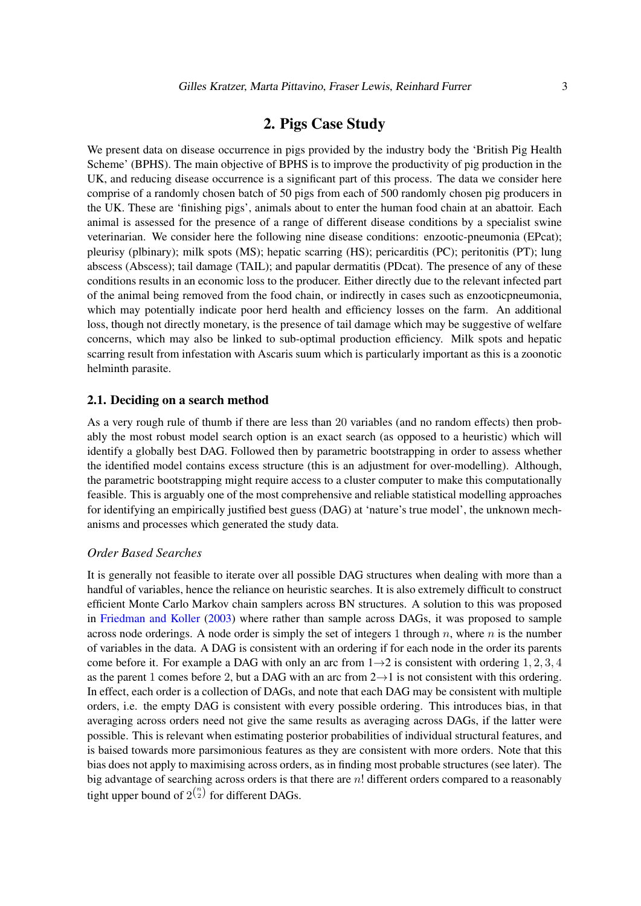# 2. Pigs Case Study

We present data on disease occurrence in pigs provided by the industry body the 'British Pig Health Scheme' (BPHS). The main objective of BPHS is to improve the productivity of pig production in the UK, and reducing disease occurrence is a significant part of this process. The data we consider here comprise of a randomly chosen batch of 50 pigs from each of 500 randomly chosen pig producers in the UK. These are 'finishing pigs', animals about to enter the human food chain at an abattoir. Each animal is assessed for the presence of a range of different disease conditions by a specialist swine veterinarian. We consider here the following nine disease conditions: enzootic-pneumonia (EPcat); pleurisy (plbinary); milk spots (MS); hepatic scarring (HS); pericarditis (PC); peritonitis (PT); lung abscess (Abscess); tail damage (TAIL); and papular dermatitis (PDcat). The presence of any of these conditions results in an economic loss to the producer. Either directly due to the relevant infected part of the animal being removed from the food chain, or indirectly in cases such as enzooticpneumonia, which may potentially indicate poor herd health and efficiency losses on the farm. An additional loss, though not directly monetary, is the presence of tail damage which may be suggestive of welfare concerns, which may also be linked to sub-optimal production efficiency. Milk spots and hepatic scarring result from infestation with Ascaris suum which is particularly important as this is a zoonotic helminth parasite.

## 2.1. Deciding on a search method

As a very rough rule of thumb if there are less than 20 variables (and no random effects) then probably the most robust model search option is an exact search (as opposed to a heuristic) which will identify a globally best DAG. Followed then by parametric bootstrapping in order to assess whether the identified model contains excess structure (this is an adjustment for over-modelling). Although, the parametric bootstrapping might require access to a cluster computer to make this computationally feasible. This is arguably one of the most comprehensive and reliable statistical modelling approaches for identifying an empirically justified best guess (DAG) at 'nature's true model', the unknown mechanisms and processes which generated the study data.

### *Order Based Searches*

It is generally not feasible to iterate over all possible DAG structures when dealing with more than a handful of variables, hence the reliance on heuristic searches. It is also extremely difficult to construct efficient Monte Carlo Markov chain samplers across BN structures. A solution to this was proposed in Friedman and Koller (2003) where rather than sample across DAGs, it was proposed to sample across node orderings. A node order is simply the set of integers 1 through $n$, where $n$ is the number of variables in the data. A DAG is consistent with an ordering if for each node in the order its parents come before it. For example a DAG with only an arc from $1 \rightarrow 2$ is consistent with ordering $1, 2, 3, 4$ as the parent 1 comes before 2, but a DAG with an arc from $2 \rightarrow 1$ is not consistent with this ordering. In effect, each order is a collection of DAGs, and note that each DAG may be consistent with multiple orders, i.e. the empty DAG is consistent with every possible ordering. This introduces bias, in that averaging across orders need not give the same results as averaging across DAGs, if the latter were possible. This is relevant when estimating posterior probabilities of individual structural features, and is baised towards more parsimonious features as they are consistent with more orders. Note that this bias does not apply to maximising across orders, as in finding most probable structures (see later). The big advantage of searching across orders is that there are $n!$ different orders compared to a reasonably tight upper bound of $2^{\binom{n}{2}}$ for different DAGs.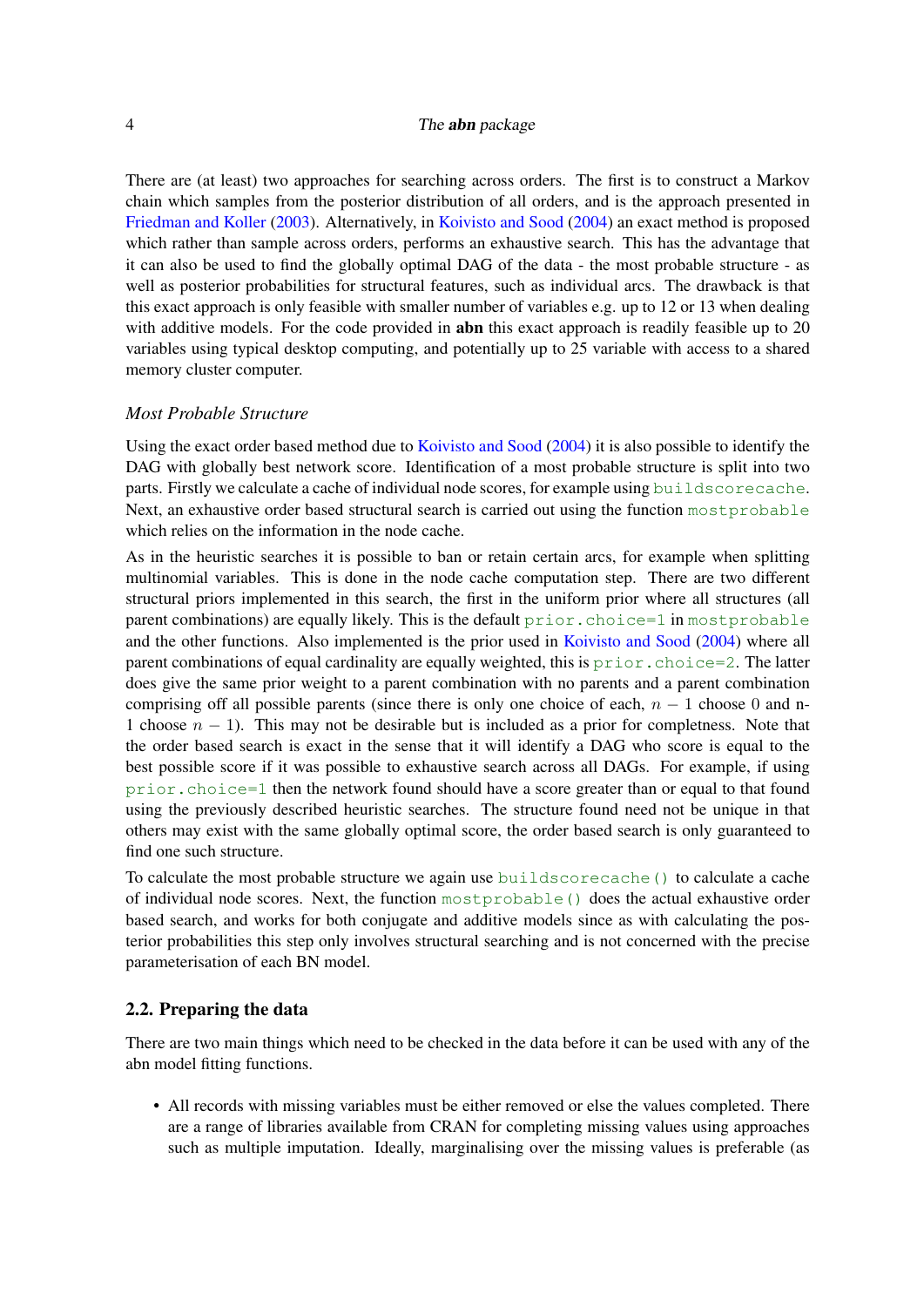There are (at least) two approaches for searching across orders. The first is to construct a Markov chain which samples from the posterior distribution of all orders, and is the approach presented in Friedman and Koller (2003). Alternatively, in Koivisto and Sood (2004) an exact method is proposed which rather than sample across orders, performs an exhaustive search. This has the advantage that it can also be used to find the globally optimal DAG of the data - the most probable structure - as well as posterior probabilities for structural features, such as individual arcs. The drawback is that this exact approach is only feasible with smaller number of variables e.g. up to 12 or 13 when dealing with additive models. For the code provided in **abn** this exact approach is readily feasible up to 20 variables using typical desktop computing, and potentially up to 25 variable with access to a shared memory cluster computer.

### *Most Probable Structure*

Using the exact order based method due to Koivisto and Sood (2004) it is also possible to identify the DAG with globally best network score. Identification of a most probable structure is split into two parts. Firstly we calculate a cache of individual node scores, for example using `buildscorecache`. Next, an exhaustive order based structural search is carried out using the function `mostprobable` which relies on the information in the node cache.

As in the heuristic searches it is possible to ban or retain certain arcs, for example when splitting multinomial variables. This is done in the node cache computation step. There are two different structural priors implemented in this search, the first in the uniform prior where all structures (all parent combinations) are equally likely. This is the default `prior.choice=1` in `mostprobable` and the other functions. Also implemented is the prior used in Koivisto and Sood (2004) where all parent combinations of equal cardinality are equally weighted, this is `prior.choice=2`. The latter does give the same prior weight to a parent combination with no parents and a parent combination comprising off all possible parents (since there is only one choice of each, $n-1$ choose 0 and n-1 choose $n-1$). This may not be desirable but is included as a prior for completness. Note that the order based search is exact in the sense that it will identify a DAG who score is equal to the best possible score if it was possible to exhaustive search across all DAGs. For example, if using `prior.choice=1` then the network found should have a score greater than or equal to that found using the previously described heuristic searches. The structure found need not be unique in that others may exist with the same globally optimal score, the order based search is only guaranteed to find one such structure.

To calculate the most probable structure we again use `buildscorecache()` to calculate a cache of individual node scores. Next, the function `mostprobable()` does the actual exhaustive order based search, and works for both conjugate and additive models since as with calculating the posterior probabilities this step only involves structural searching and is not concerned with the precise parameterisation of each BN model.

## 2.2. Preparing the data

There are two main things which need to be checked in the data before it can be used with any of the abn model fitting functions.

- All records with missing variables must be either removed or else the values completed. There are a range of libraries available from CRAN for completing missing values using approaches such as multiple imputation. Ideally, marginalising over the missing values is preferable (as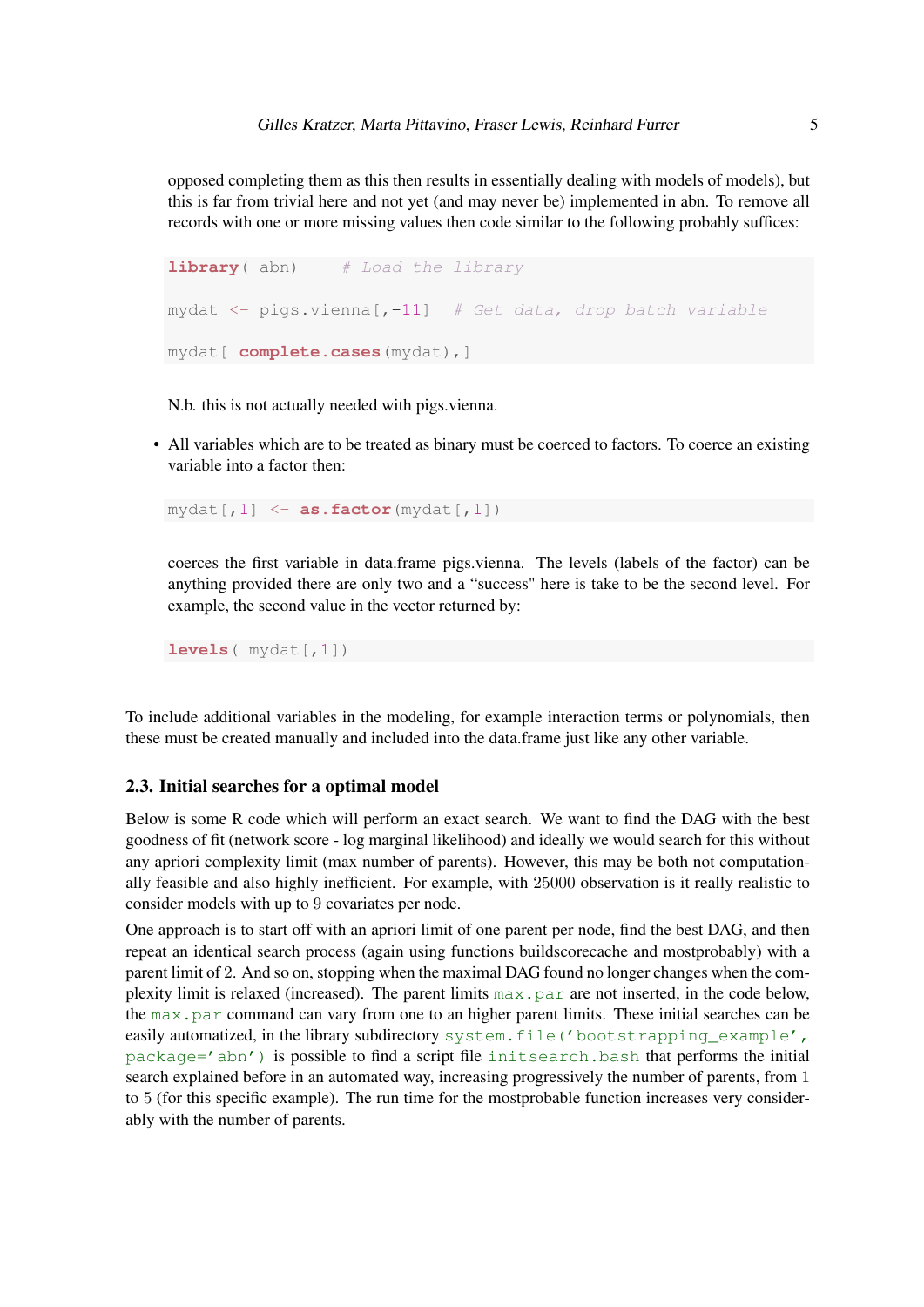opposed completing them as this then results in essentially dealing with models of models), but this is far from trivial here and not yet (and may never be) implemented in abn. To remove all records with one or more missing values then code similar to the following probably suffices:

```
library( abn)     # Load the library

mydat <- pigs.vienna[,-11]  # Get data, drop batch variable

mydat[ complete.cases(mydat),]
```

N.b. this is not actually needed with pigs.vienna.

- All variables which are to be treated as binary must be coerced to factors. To coerce an existing variable into a factor then:

```
mydat[,1] <- as.factor(mydat[,1])
```

coerces the first variable in data.frame pigs.vienna. The levels (labels of the factor) can be anything provided there are only two and a "success" here is take to be the second level. For example, the second value in the vector returned by:

```
levels( mydat[,1])
```

To include additional variables in the modeling, for example interaction terms or polynomials, then these must be created manually and included into the data.frame just like any other variable.

### 2.3. Initial searches for a optimal model

Below is some R code which will perform an exact search. We want to find the DAG with the best goodness of fit (network score - log marginal likelihood) and ideally we would search for this without any apriori complexity limit (max number of parents). However, this may be both not computationally feasible and also highly inefficient. For example, with 25000 observation is it really realistic to consider models with up to 9 covariates per node.

One approach is to start off with an apriori limit of one parent per node, find the best DAG, and then repeat an identical search process (again using functions buildscorecache and mostprobably) with a parent limit of 2. And so on, stopping when the maximal DAG found no longer changes when the complexity limit is relaxed (increased). The parent limits `max.par` are not inserted, in the code below, the `max.par` command can vary from one to an higher parent limits. These initial searches can be easily automatized, in the library subdirectory `system.file('bootstrapping_example', package='abn')` is possible to find a script file `initsearch.bash` that performs the initial search explained before in an automated way, increasing progressively the number of parents, from 1 to 5 (for this specific example). The run time for the mostprobable function increases very considerably with the number of parents.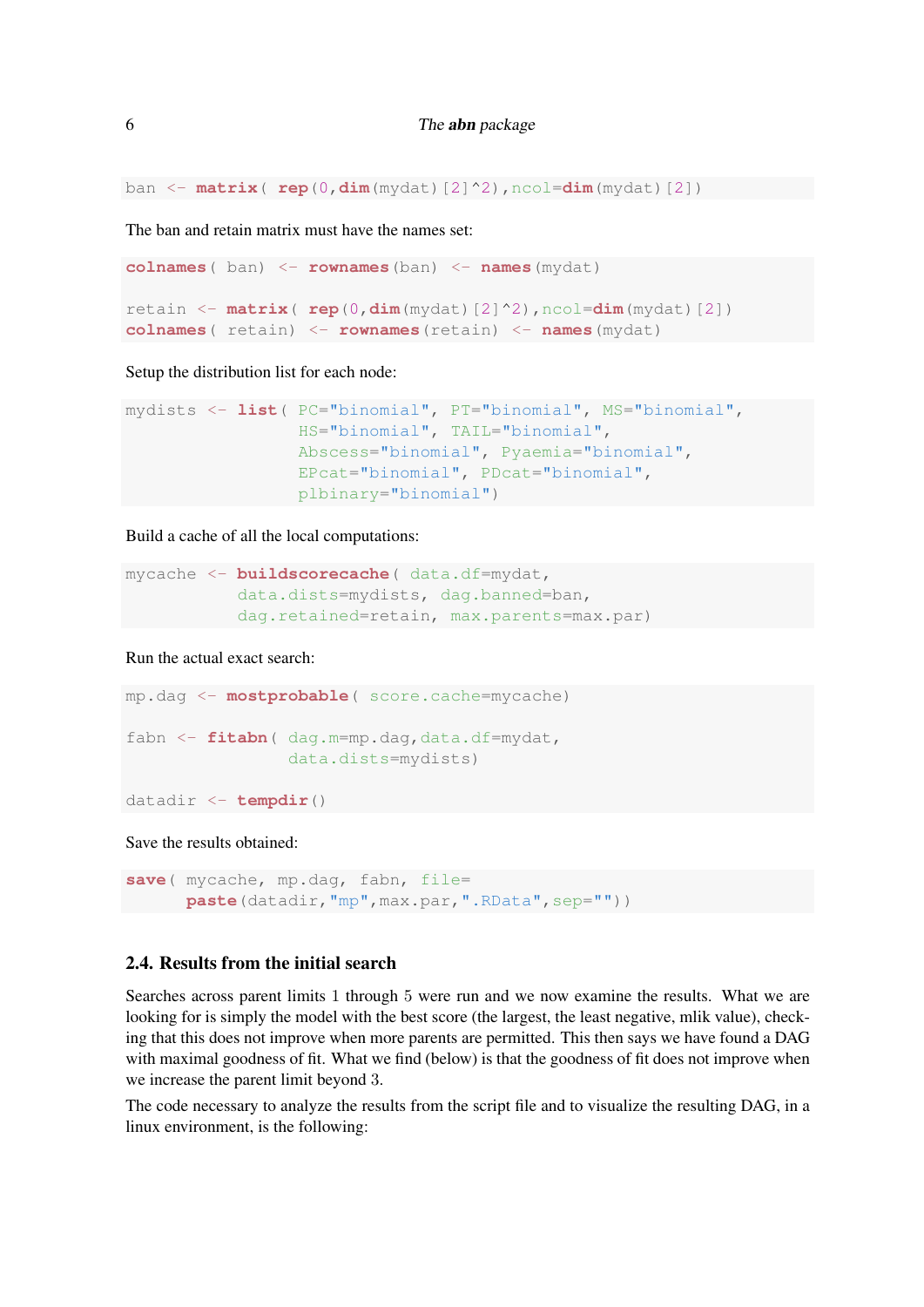```
ban <- matrix( rep(0,dim(mydat)[2]^2),ncol=dim(mydat)[2])
```

The ban and retain matrix must have the names set:

```
colnames( ban) <- rownames(ban) <- names(mydat)

retain <- matrix( rep(0,dim(mydat)[2]^2),ncol=dim(mydat)[2])
colnames( retain) <- rownames(retain) <- names(mydat)
```

Setup the distribution list for each node:

```
mydists <- list( PC="binomial", PT="binomial", MS="binomial",
                 HS="binomial", TAIL="binomial",
                 Abscess="binomial", Pyaemia="binomial",
                 EPcat="binomial", PDcat="binomial",
                 plbinary="binomial")
```

Build a cache of all the local computations:

```
mycache <- buildscorecache( data.df=mydat,
           data.dists=mydists, dag.banned=ban,
           dag.retained=retain, max.parents=max.par)
```

Run the actual exact search:

```
mp.dag <- mostprobable( score.cache=mycache)

fabn <- fitabn( dag.m=mp.dag,data.df=mydat,
                data.dists=mydists)

datadir <- tempdir()
```

Save the results obtained:

```
save( mycache, mp.dag, fabn, file=
      paste(datadir,"mp",max.par,".RData",sep=""))
```

## 2.4. Results from the initial search

Searches across parent limits 1 through 5 were run and we now examine the results. What we are looking for is simply the model with the best score (the largest, the least negative, mlik value), checking that this does not improve when more parents are permitted. This then says we have found a DAG with maximal goodness of fit. What we find (below) is that the goodness of fit does not improve when we increase the parent limit beyond 3.

The code necessary to analyze the results from the script file and to visualize the resulting DAG, in a linux environment, is the following: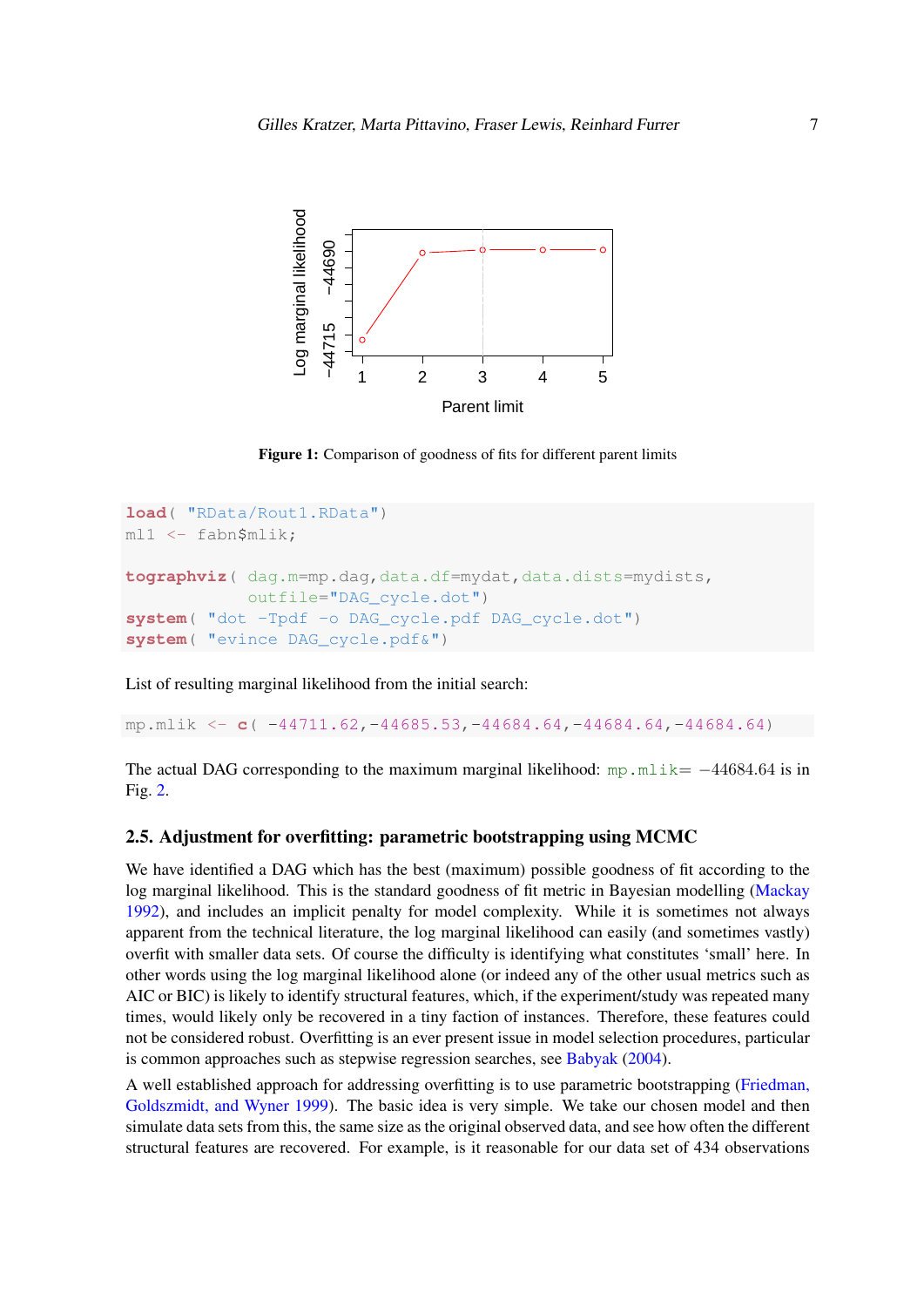**Figure 1:** Comparison of goodness of fits for different parent limits

```
load( "RData/Rout1.RData")
ml1 <- fabn$mlik;

tographviz( dag.m=mp.dag,data.df=mydat,data.dists=mydists,
            outfile="DAG_cycle.dot")
system( "dot -Tpdf -o DAG_cycle.pdf DAG_cycle.dot")
system( "evince DAG_cycle.pdf&")
```

List of resulting marginal likelihood from the initial search:

```
mp.mlik <- c( -44711.62,-44685.53,-44684.64,-44684.64,-44684.64)
```

The actual DAG corresponding to the maximum marginal likelihood: `mp.mlik`$= -44684.64$ is in Fig. 2.

### 2.5. Adjustment for overfitting: parametric bootstrapping using MCMC

We have identified a DAG which has the best (maximum) possible goodness of fit according to the log marginal likelihood. This is the standard goodness of fit metric in Bayesian modelling (Mackay 1992), and includes an implicit penalty for model complexity. While it is sometimes not always apparent from the technical literature, the log marginal likelihood can easily (and sometimes vastly) overfit with smaller data sets. Of course the difficulty is identifying what constitutes 'small' here. In other words using the log marginal likelihood alone (or indeed any of the other usual metrics such as AIC or BIC) is likely to identify structural features, which, if the experiment/study was repeated many times, would likely only be recovered in a tiny faction of instances. Therefore, these features could not be considered robust. Overfitting is an ever present issue in model selection procedures, particular is common approaches such as stepwise regression searches, see Babyak (2004).

A well established approach for addressing overfitting is to use parametric bootstrapping (Friedman, Goldszmidt, and Wyner 1999). The basic idea is very simple. We take our chosen model and then simulate data sets from this, the same size as the original observed data, and see how often the different structural features are recovered. For example, is it reasonable for our data set of 434 observations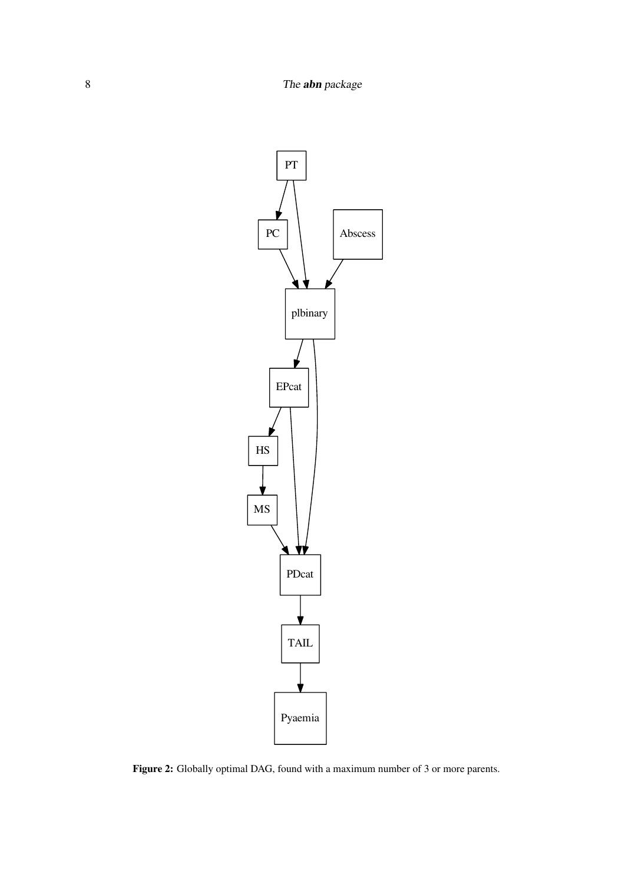**Figure 2:** Globally optimal DAG, found with a maximum number of 3 or more parents.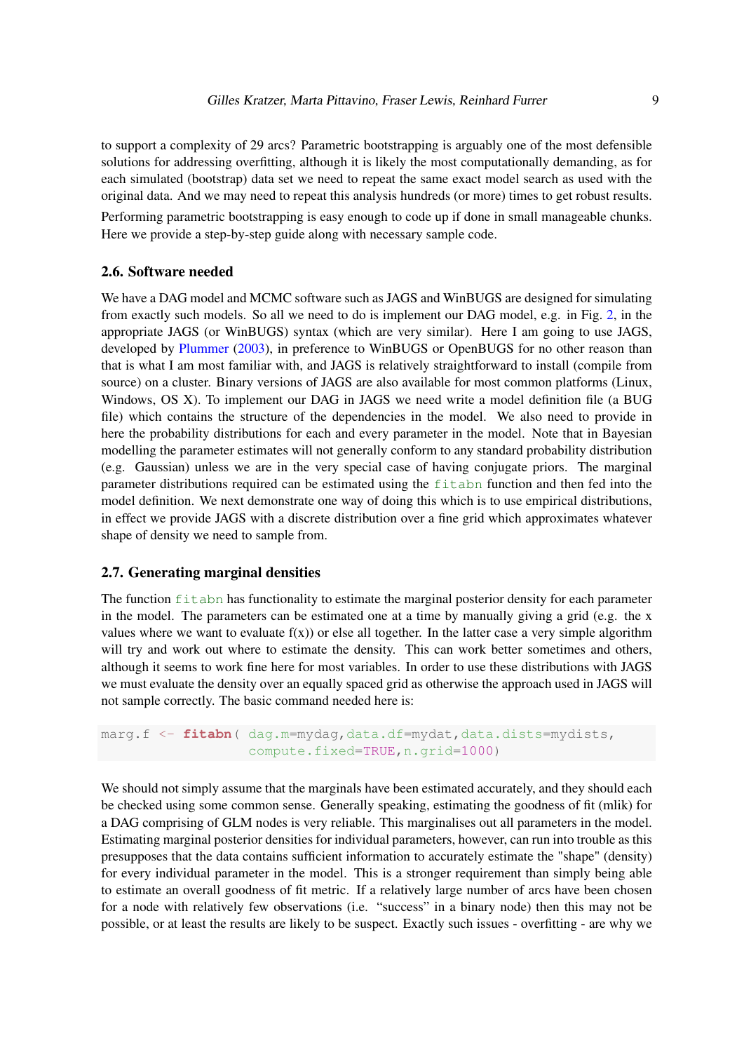to support a complexity of 29 arcs? Parametric bootstrapping is arguably one of the most defensible solutions for addressing overfitting, although it is likely the most computationally demanding, as for each simulated (bootstrap) data set we need to repeat the same exact model search as used with the original data. And we may need to repeat this analysis hundreds (or more) times to get robust results.

Performing parametric bootstrapping is easy enough to code up if done in small manageable chunks. Here we provide a step-by-step guide along with necessary sample code.

### 2.6. Software needed

We have a DAG model and MCMC software such as JAGS and WinBUGS are designed for simulating from exactly such models. So all we need to do is implement our DAG model, e.g. in Fig. 2, in the appropriate JAGS (or WinBUGS) syntax (which are very similar). Here I am going to use JAGS, developed by Plummer (2003), in preference to WinBUGS or OpenBUGS for no other reason than that is what I am most familiar with, and JAGS is relatively straightforward to install (compile from source) on a cluster. Binary versions of JAGS are also available for most common platforms (Linux, Windows, OS X). To implement our DAG in JAGS we need write a model definition file (a BUG file) which contains the structure of the dependencies in the model. We also need to provide in here the probability distributions for each and every parameter in the model. Note that in Bayesian modelling the parameter estimates will not generally conform to any standard probability distribution (e.g. Gaussian) unless we are in the very special case of having conjugate priors. The marginal parameter distributions required can be estimated using the `fitabn` function and then fed into the model definition. We next demonstrate one way of doing this which is to use empirical distributions, in effect we provide JAGS with a discrete distribution over a fine grid which approximates whatever shape of density we need to sample from.

### 2.7. Generating marginal densities

The function `fitabn` has functionality to estimate the marginal posterior density for each parameter in the model. The parameters can be estimated one at a time by manually giving a grid (e.g. the x values where we want to evaluate f(x)) or else all together. In the latter case a very simple algorithm will try and work out where to estimate the density. This can work better sometimes and others, although it seems to work fine here for most variables. In order to use these distributions with JAGS we must evaluate the density over an equally spaced grid as otherwise the approach used in JAGS will not sample correctly. The basic command needed here is:

```
marg.f <- fitabn( dag.m=mydag,data.df=mydat,data.dists=mydists,
                  compute.fixed=TRUE,n.grid=1000)
```

We should not simply assume that the marginals have been estimated accurately, and they should each be checked using some common sense. Generally speaking, estimating the goodness of fit (mlik) for a DAG comprising of GLM nodes is very reliable. This marginalises out all parameters in the model. Estimating marginal posterior densities for individual parameters, however, can run into trouble as this presupposes that the data contains sufficient information to accurately estimate the "shape" (density) for every individual parameter in the model. This is a stronger requirement than simply being able to estimate an overall goodness of fit metric. If a relatively large number of arcs have been chosen for a node with relatively few observations (i.e. "success" in a binary node) then this may not be possible, or at least the results are likely to be suspect. Exactly such issues - overfitting - are why we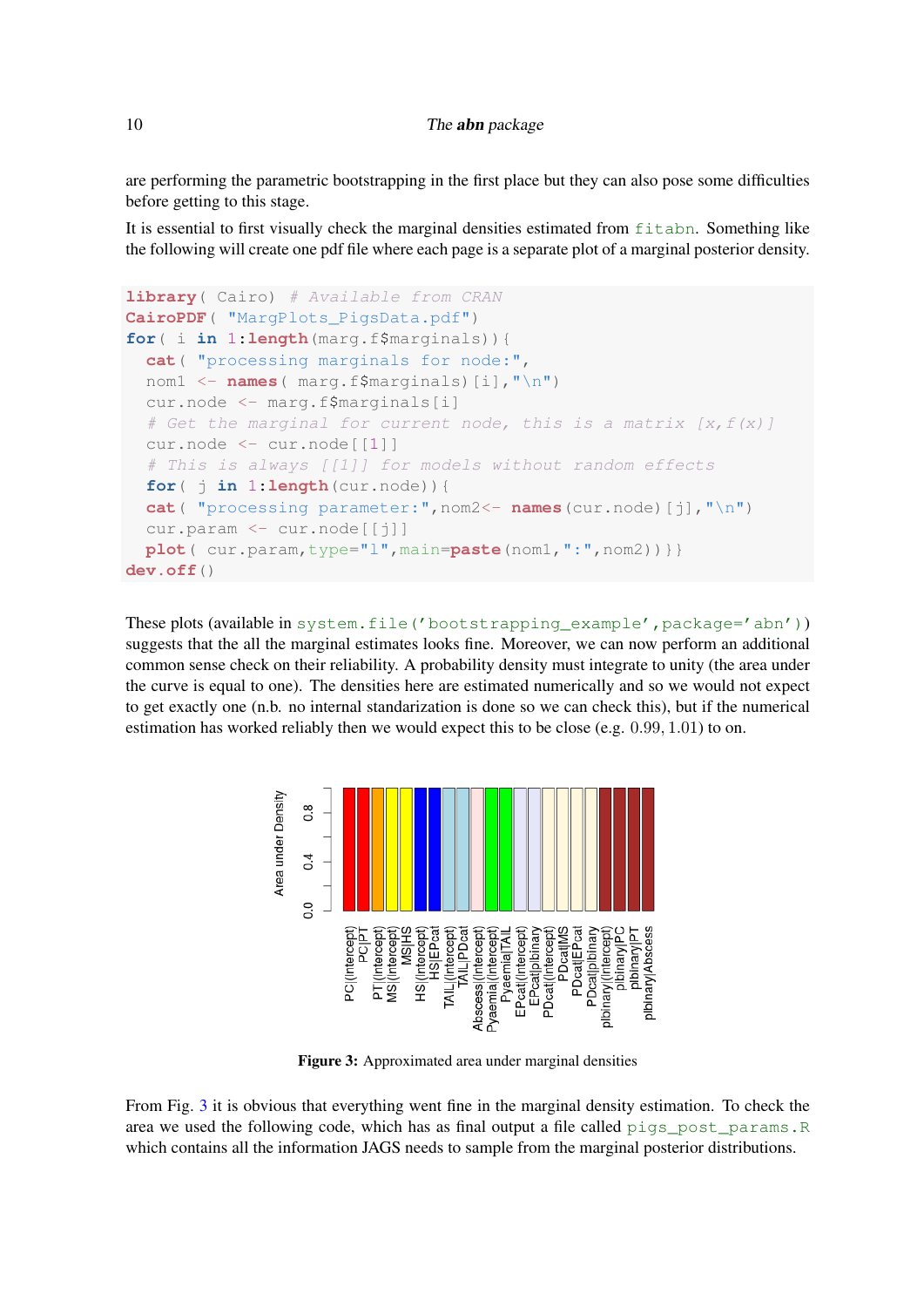are performing the parametric bootstrapping in the first place but they can also pose some difficulties before getting to this stage.

It is essential to first visually check the marginal densities estimated from `fitabn`. Something like the following will create one pdf file where each page is a separate plot of a marginal posterior density.

```
library( Cairo) # Available from CRAN
CairoPDF( "MargPlots_PigsData.pdf")
for( i in 1:length(marg.f$marginals)){
  cat( "processing marginals for node:",
  nom1 <- names( marg.f$marginals)[i],"\n")
  cur.node <- marg.f$marginals[i]
  # Get the marginal for current node, this is a matrix [x,f(x)]
  cur.node <- cur.node[[1]]
  # This is always [[1]] for models without random effects
  for( j in 1:length(cur.node)){
  cat( "processing parameter:",nom2<- names(cur.node)[j],"\n")
  cur.param <- cur.node[[j]]
  plot( cur.param,type="l",main=paste(nom1,":",nom2))}}
dev.off()
```

These plots (available in `system.file('bootstrapping_example',package='abn')`) suggests that the all the marginal estimates looks fine. Moreover, we can now perform an additional common sense check on their reliability. A probability density must integrate to unity (the area under the curve is equal to one). The densities here are estimated numerically and so we would not expect to get exactly one (n.b. no internal standarization is done so we can check this), but if the numerical estimation has worked reliably then we would expect this to be close (e.g. 0.99, 1.01) to on.

**Figure 3:** Approximated area under marginal densities

From Fig. 3 it is obvious that everything went fine in the marginal density estimation. To check the area we used the following code, which has as final output a file called `pigs_post_params.R` which contains all the information JAGS needs to sample from the marginal posterior distributions.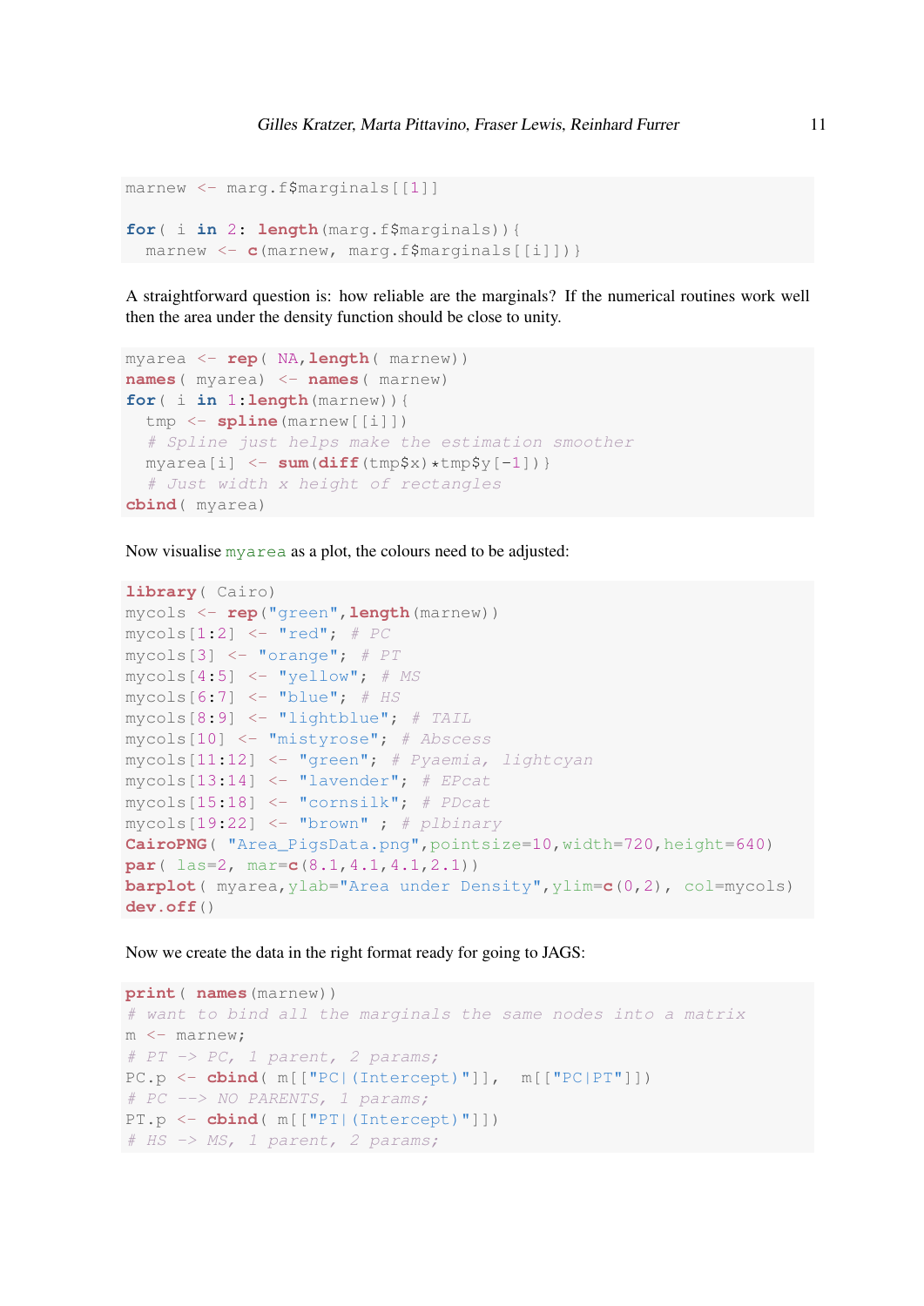```
marnew <- marg.f$marginals[[1]]

for( i in 2: length(marg.f$marginals)){
  marnew <- c(marnew, marg.f$marginals[[i]])}
```

A straightforward question is: how reliable are the marginals? If the numerical routines work well then the area under the density function should be close to unity.

```
myarea <- rep( NA,length( marnew))
names( myarea) <- names( marnew)
for( i in 1:length(marnew)){
  tmp <- spline(marnew[[i]])
  # Spline just helps make the estimation smoother
  myarea[i] <- sum(diff(tmp$x)*tmp$y[-1])}
  # Just width x height of rectangles
cbind( myarea)
```

Now visualise `myarea` as a plot, the colours need to be adjusted:

```
library( Cairo)
mycols <- rep("green",length(marnew))
mycols[1:2] <- "red"; # PC
mycols[3] <- "orange"; # PT
mycols[4:5] <- "yellow"; # MS
mycols[6:7] <- "blue"; # HS
mycols[8:9] <- "lightblue"; # TAIL
mycols[10] <- "mistyrose"; # Abscess
mycols[11:12] <- "green"; # Pyaemia, lightcyan
mycols[13:14] <- "lavender"; # EPcat
mycols[15:18] <- "cornsilk"; # PDcat
mycols[19:22] <- "brown" ; # plbinary
CairoPNG( "Area_PigsData.png",pointsize=10,width=720,height=640)
par( las=2, mar=c(8.1,4.1,4.1,2.1))
barplot( myarea,ylab="Area under Density",ylim=c(0,2), col=mycols)
dev.off()
```

Now we create the data in the right format ready for going to JAGS:

```
print( names(marnew))
# want to bind all the marginals the same nodes into a matrix
m <- marnew;
# PT -> PC, 1 parent, 2 params;
PC.p <- cbind( m[["PC|(Intercept)"]],  m[["PC|PT"]])
# PC --> NO PARENTS, 1 params;
PT.p <- cbind( m[["PT|(Intercept)"]])
# HS -> MS, 1 parent, 2 params;
```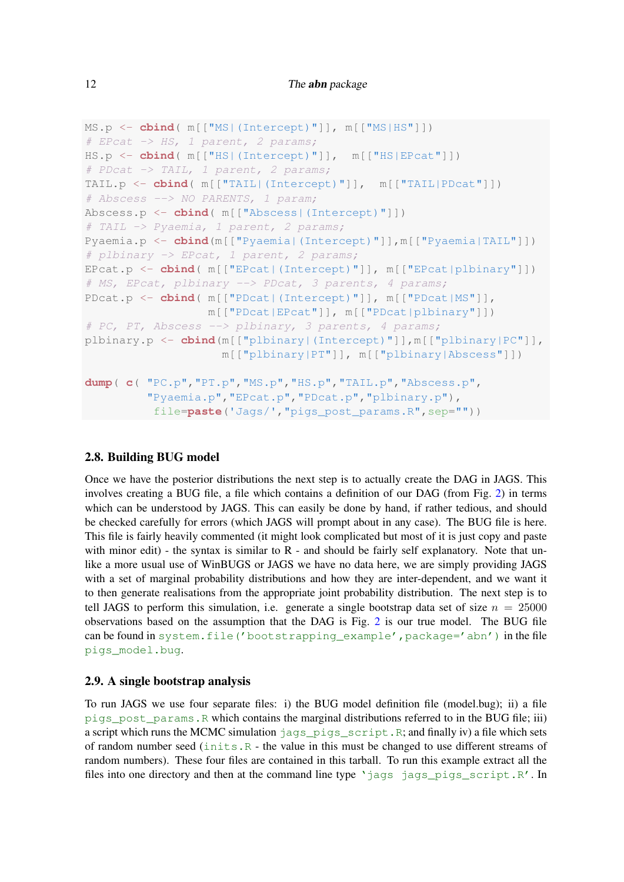```
MS.p <- cbind( m[["MS|(Intercept)"]], m[["MS|HS"]])
# EPcat -> HS, 1 parent, 2 params;
HS.p <- cbind( m[["HS|(Intercept)"]],  m[["HS|EPcat"]])
# PDcat -> TAIL, 1 parent, 2 params;
TAIL.p <- cbind( m[["TAIL|(Intercept)"]],  m[["TAIL|PDcat"]])
# Abscess --> NO PARENTS, 1 param;
Abscess.p <- cbind( m[["Abscess|(Intercept)"]])
# TAIL -> Pyaemia, 1 parent, 2 params;
Pyaemia.p <- cbind(m[["Pyaemia|(Intercept)"]],m[["Pyaemia|TAIL"]])
# plbinary -> EPcat, 1 parent, 2 params;
EPcat.p <- cbind( m[["EPcat|(Intercept)"]], m[["EPcat|plbinary"]])
# MS, EPcat, plbinary --> PDcat, 3 parents, 4 params;
PDcat.p <- cbind( m[["PDcat|(Intercept)"]], m[["PDcat|MS"]],
                  m[["PDcat|EPcat"]], m[["PDcat|plbinary"]])
# PC, PT, Abscess --> plbinary, 3 parents, 4 params;
plbinary.p <- cbind(m[["plbinary|(Intercept)"]],m[["plbinary|PC"]],
                    m[["plbinary|PT"]], m[["plbinary|Abscess"]])

dump( c( "PC.p","PT.p","MS.p","HS.p","TAIL.p","Abscess.p",
         "Pyaemia.p","EPcat.p","PDcat.p","plbinary.p"),
          file=paste('Jags/',"pigs_post_params.R",sep=""))
```

### 2.8. Building BUG model

Once we have the posterior distributions the next step is to actually create the DAG in JAGS. This involves creating a BUG file, a file which contains a definition of our DAG (from Fig. 2) in terms which can be understood by JAGS. This can easily be done by hand, if rather tedious, and should be checked carefully for errors (which JAGS will prompt about in any case). The BUG file is here. This file is fairly heavily commented (it might look complicated but most of it is just copy and paste with minor edit) - the syntax is similar to R - and should be fairly self explanatory. Note that unlike a more usual use of WinBUGS or JAGS we have no data here, we are simply providing JAGS with a set of marginal probability distributions and how they are inter-dependent, and we want it to then generate realisations from the appropriate joint probability distribution. The next step is to tell JAGS to perform this simulation, i.e. generate a single bootstrap data set of size $n = 25000$ observations based on the assumption that the DAG is Fig. 2 is our true model. The BUG file can be found in `system.file('bootstrapping_example',package='abn')` in the file `pigs_model.bug`.

### 2.9. A single bootstrap analysis

To run JAGS we use four separate files: i) the BUG model definition file (model.bug); ii) a file `pigs_post_params.R` which contains the marginal distributions referred to in the BUG file; iii) a script which runs the MCMC simulation `jags_pigs_script.R`; and finally iv) a file which sets of random number seed (`inits.R` - the value in this must be changed to use different streams of random numbers). These four files are contained in this tarball. To run this example extract all the files into one directory and then at the command line type `'jags jags_pigs_script.R'`. In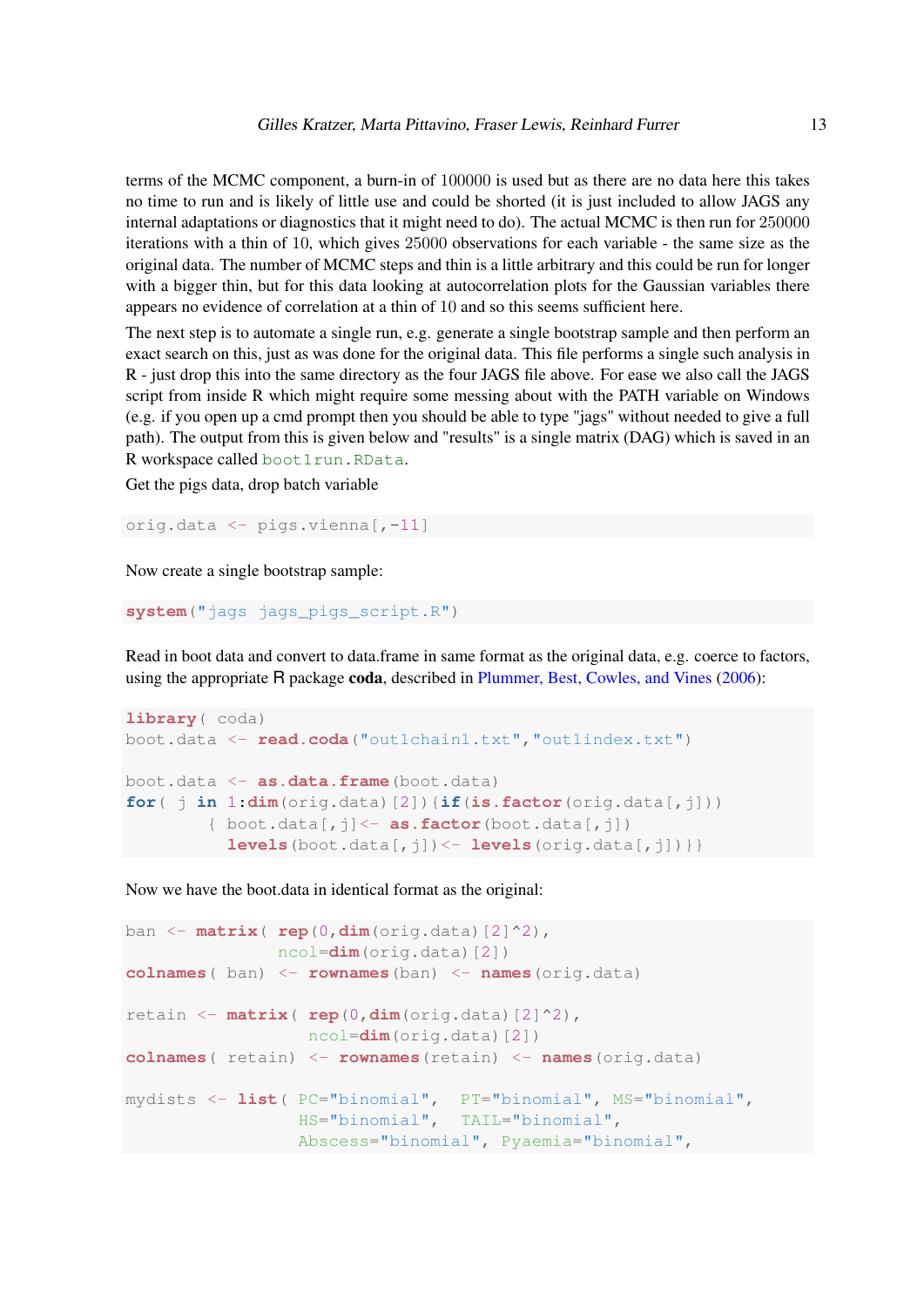terms of the MCMC component, a burn-in of 100000 is used but as there are no data here this takes no time to run and is likely of little use and could be shorted (it is just included to allow JAGS any internal adaptations or diagnostics that it might need to do). The actual MCMC is then run for 250000 iterations with a thin of 10, which gives 25000 observations for each variable - the same size as the original data. The number of MCMC steps and thin is a little arbitrary and this could be run for longer with a bigger thin, but for this data looking at autocorrelation plots for the Gaussian variables there appears no evidence of correlation at a thin of 10 and so this seems sufficient here.

The next step is to automate a single run, e.g. generate a single bootstrap sample and then perform an exact search on this, just as was done for the original data. This file performs a single such analysis in R - just drop this into the same directory as the four JAGS file above. For ease we also call the JAGS script from inside R which might require some messing about with the PATH variable on Windows (e.g. if you open up a cmd prompt then you should be able to type "jags" without needed to give a full path). The output from this is given below and "results" is a single matrix (DAG) which is saved in an R workspace called `boot1run.RData`.

Get the pigs data, drop batch variable

```
orig.data <- pigs.vienna[,-11]
```

Now create a single bootstrap sample:

```
system("jags jags_pigs_script.R")
```

Read in boot data and convert to data.frame in same format as the original data, e.g. coerce to factors, using the appropriate R package **coda**, described in Plummer, Best, Cowles, and Vines (2006):

```
library( coda)
boot.data <- read.coda("out1chain1.txt","out1index.txt")

boot.data <- as.data.frame(boot.data)
for( j in 1:dim(orig.data)[2]){if(is.factor(orig.data[,j]))
        { boot.data[,j]<- as.factor(boot.data[,j])
          levels(boot.data[,j])<- levels(orig.data[,j])}}
```

Now we have the boot.data in identical format as the original:

```
ban <- matrix( rep(0,dim(orig.data)[2]^2),
               ncol=dim(orig.data)[2])
colnames( ban) <- rownames(ban) <- names(orig.data)

retain <- matrix( rep(0,dim(orig.data)[2]^2),
                  ncol=dim(orig.data)[2])
colnames( retain) <- rownames(retain) <- names(orig.data)

mydists <- list( PC="binomial",  PT="binomial", MS="binomial",
                 HS="binomial",  TAIL="binomial",
                 Abscess="binomial", Pyaemia="binomial",
```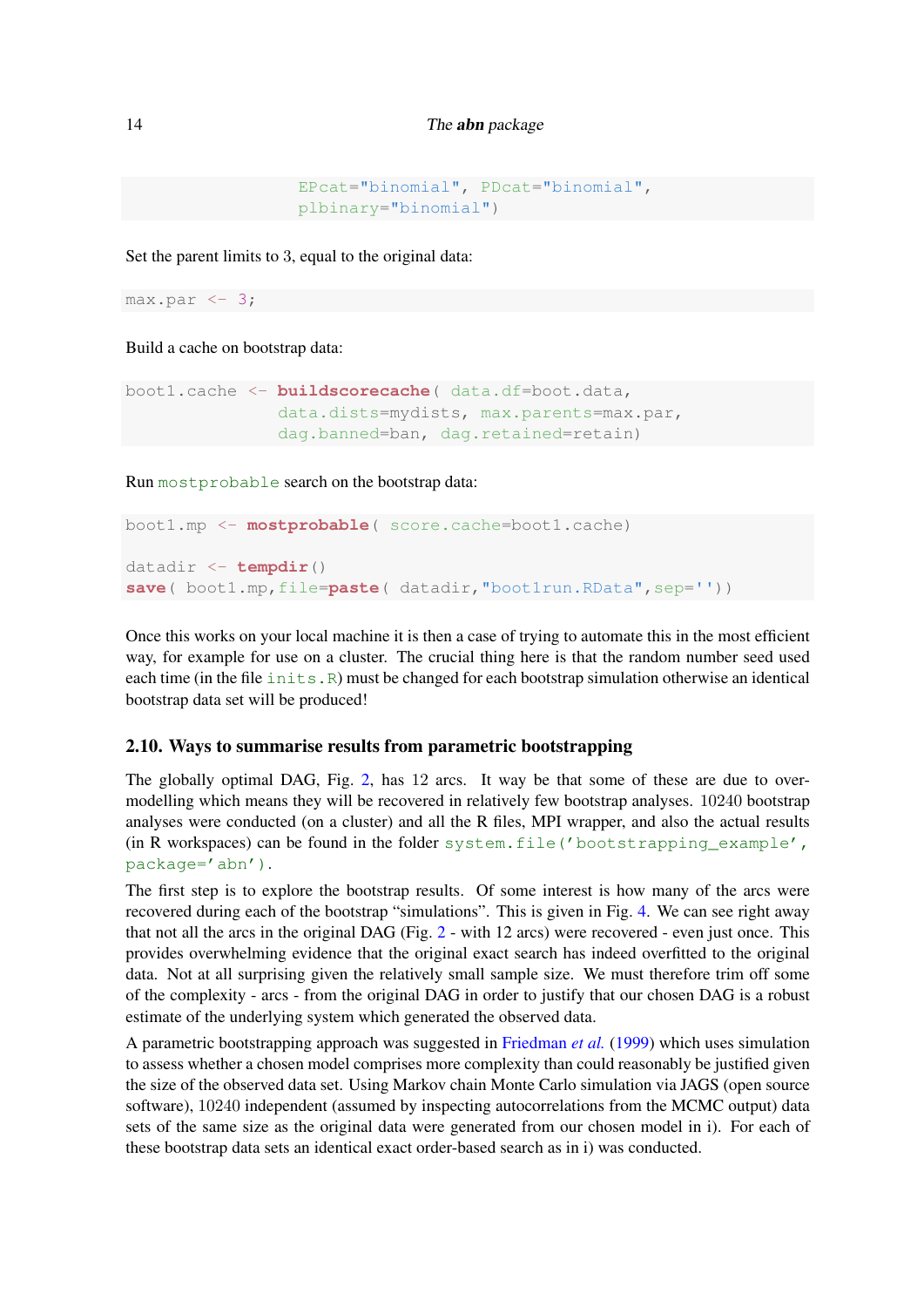```
                    EPcat="binomial", PDcat="binomial",
                    plbinary="binomial")
```

Set the parent limits to 3, equal to the original data:

```
max.par <- 3;
```

Build a cache on bootstrap data:

```
boot1.cache <- buildscorecache( data.df=boot.data,
                    data.dists=mydists, max.parents=max.par,
                    dag.banned=ban, dag.retained=retain)
```

Run `mostprobable` search on the bootstrap data:

```
boot1.mp <- mostprobable( score.cache=boot1.cache)

datadir <- tempdir()
save( boot1.mp,file=paste( datadir,"boot1run.RData",sep=''))
```

Once this works on your local machine it is then a case of trying to automate this in the most efficient way, for example for use on a cluster. The crucial thing here is that the random number seed used each time (in the file `inits.R`) must be changed for each bootstrap simulation otherwise an identical bootstrap data set will be produced!

## 2.10. Ways to summarise results from parametric bootstrapping

The globally optimal DAG, Fig. 2, has 12 arcs. It way be that some of these are due to over-modelling which means they will be recovered in relatively few bootstrap analyses. 10240 bootstrap analyses were conducted (on a cluster) and all the R files, MPI wrapper, and also the actual results (in R workspaces) can be found in the folder `system.file('bootstrapping_example', package='abn')`.

The first step is to explore the bootstrap results. Of some interest is how many of the arcs were recovered during each of the bootstrap "simulations". This is given in Fig. 4. We can see right away that not all the arcs in the original DAG (Fig. 2 - with 12 arcs) were recovered - even just once. This provides overwhelming evidence that the original exact search has indeed overfitted to the original data. Not at all surprising given the relatively small sample size. We must therefore trim off some of the complexity - arcs - from the original DAG in order to justify that our chosen DAG is a robust estimate of the underlying system which generated the observed data.

A parametric bootstrapping approach was suggested in Friedman *et al.* (1999) which uses simulation to assess whether a chosen model comprises more complexity than could reasonably be justified given the size of the observed data set. Using Markov chain Monte Carlo simulation via JAGS (open source software), 10240 independent (assumed by inspecting autocorrelations from the MCMC output) data sets of the same size as the original data were generated from our chosen model in i). For each of these bootstrap data sets an identical exact order-based search as in i) was conducted.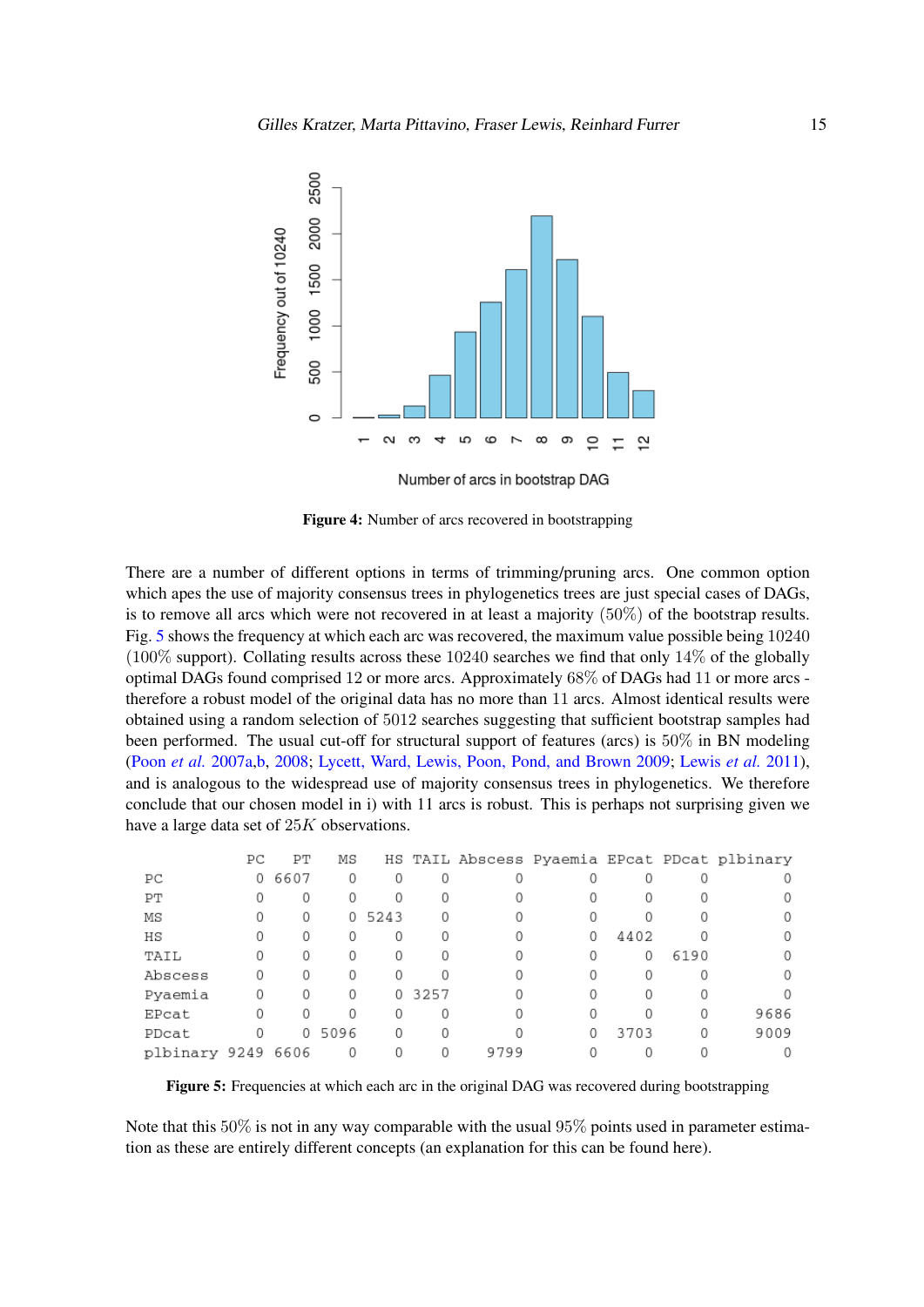**Figure 4:** Number of arcs recovered in bootstrapping

There are a number of different options in terms of trimming/pruning arcs. One common option which apes the use of majority consensus trees in phylogenetics trees are just special cases of DAGs, is to remove all arcs which were not recovered in at least a majority $(50\%)$ of the bootstrap results. Fig. 5 shows the frequency at which each arc was recovered, the maximum value possible being $10240$ $(100\%$ support). Collating results across these $10240$ searches we find that only $14\%$ of the globally optimal DAGs found comprised $12$ or more arcs. Approximately $68\%$ of DAGs had $11$ or more arcs - therefore a robust model of the original data has no more than $11$ arcs. Almost identical results were obtained using a random selection of $5012$ searches suggesting that sufficient bootstrap samples had been performed. The usual cut-off for structural support of features (arcs) is $50\%$ in BN modeling (Poon *et al.* 2007a,b, 2008; Lycett, Ward, Lewis, Poon, Pond, and Brown 2009; Lewis *et al.* 2011), and is analogous to the widespread use of majority consensus trees in phylogenetics. We therefore conclude that our chosen model in i) with 11 arcs is robust. This is perhaps not surprising given we have a large data set of $25K$ observations.

| | PC | PT | MS | HS | TAIL | Abscess | Pyaemia | EPcat | PDcat | plbinary |
|---|---|---|---|---|---|---|---|---|---|---|
| PC | 0 | 6607 | 0 | 0 | 0 | 0 | 0 | 0 | 0 | 0 |
| PT | 0 | 0 | 0 | 0 | 0 | 0 | 0 | 0 | 0 | 0 |
| MS | 0 | 0 | 0 | 5243 | 0 | 0 | 0 | 0 | 0 | 0 |
| HS | 0 | 0 | 0 | 0 | 0 | 0 | 0 | 4402 | 0 | 0 |
| TAIL | 0 | 0 | 0 | 0 | 0 | 0 | 0 | 0 | 6190 | 0 |
| Abscess | 0 | 0 | 0 | 0 | 0 | 0 | 0 | 0 | 0 | 0 |
| Pyaemia | 0 | 0 | 0 | 0 | 3257 | 0 | 0 | 0 | 0 | 0 |
| EPcat | 0 | 0 | 0 | 0 | 0 | 0 | 0 | 0 | 0 | 9686 |
| PDcat | 0 | 0 | 5096 | 0 | 0 | 0 | 0 | 3703 | 0 | 9009 |
| plbinary | 9249 | 6606 | 0 | 0 | 0 | 9799 | 0 | 0 | 0 | 0 |

**Figure 5:** Frequencies at which each arc in the original DAG was recovered during bootstrapping

Note that this $50\%$ is not in any way comparable with the usual $95\%$ points used in parameter estimation as these are entirely different concepts (an explanation for this can be found here).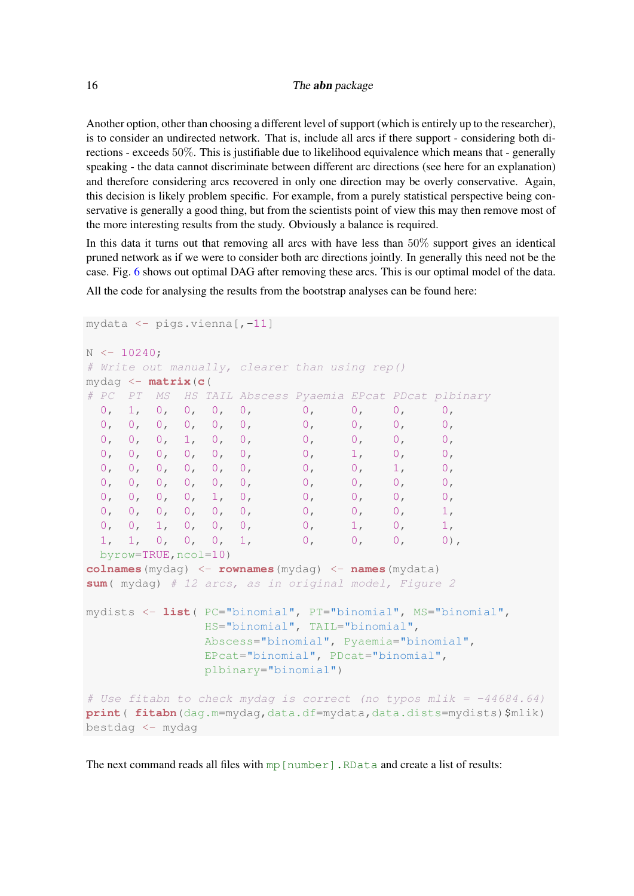Another option, other than choosing a different level of support (which is entirely up to the researcher), is to consider an undirected network. That is, include all arcs if their support - considering both directions - exceeds 50%. This is justifiable due to likelihood equivalence which means that - generally speaking - the data cannot discriminate between different arc directions (see here for an explanation) and therefore considering arcs recovered in only one direction may be overly conservative. Again, this decision is likely problem specific. For example, from a purely statistical perspective being conservative is generally a good thing, but from the scientists point of view this may then remove most of the more interesting results from the study. Obviously a balance is required.

In this data it turns out that removing all arcs with have less than 50% support gives an identical pruned network as if we were to consider both arc directions jointly. In generally this need not be the case. Fig. 6 shows out optimal DAG after removing these arcs. This is our optimal model of the data.

All the code for analysing the results from the bootstrap analyses can be found here:

```
mydata <- pigs.vienna[,-11]

N <- 10240;
# Write out manually, clearer than using rep()
mydag <- matrix(c(
# PC  PT  MS  HS TAIL Abscess Pyaemia EPcat PDcat plbinary
  0,  1,  0,  0,  0,  0,       0,      0,    0,     0,
  0,  0,  0,  0,  0,  0,       0,      0,    0,     0,
  0,  0,  0,  1,  0,  0,       0,      0,    0,     0,
  0,  0,  0,  0,  0,  0,       0,      1,    0,     0,
  0,  0,  0,  0,  0,  0,       0,      0,    1,     0,
  0,  0,  0,  0,  0,  0,       0,      0,    0,     0,
  0,  0,  0,  0,  1,  0,       0,      0,    0,     0,
  0,  0,  0,  0,  0,  0,       0,      0,    0,     1,
  0,  0,  1,  0,  0,  0,       0,      1,    0,     1,
  1,  1,  0,  0,  0,  1,       0,      0,    0,     0),
  byrow=TRUE,ncol=10)
colnames(mydag) <- rownames(mydag) <- names(mydata)
sum( mydag) # 12 arcs, as in original model, Figure 2

mydists <- list( PC="binomial", PT="binomial", MS="binomial",
                 HS="binomial", TAIL="binomial",
                 Abscess="binomial", Pyaemia="binomial",
                 EPcat="binomial", PDcat="binomial",
                 plbinary="binomial")

# Use fitabn to check mydag is correct (no typos mlik = -44684.64)
print( fitabn(dag.m=mydag,data.df=mydata,data.dists=mydists)$mlik)
bestdag <- mydag
```

The next command reads all files with `mp[number].RData` and create a list of results: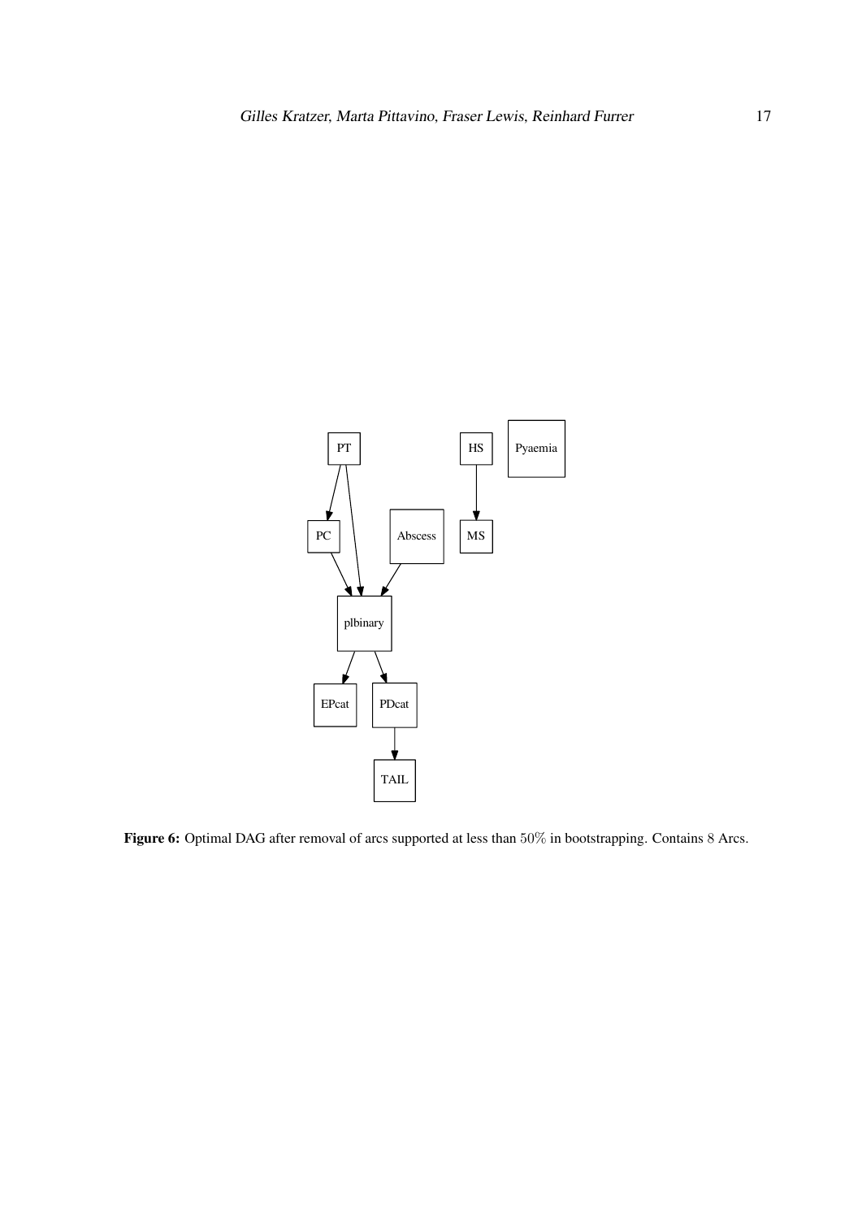**Figure 6:** Optimal DAG after removal of arcs supported at less than $50\%$ in bootstrapping. Contains $8$ Arcs.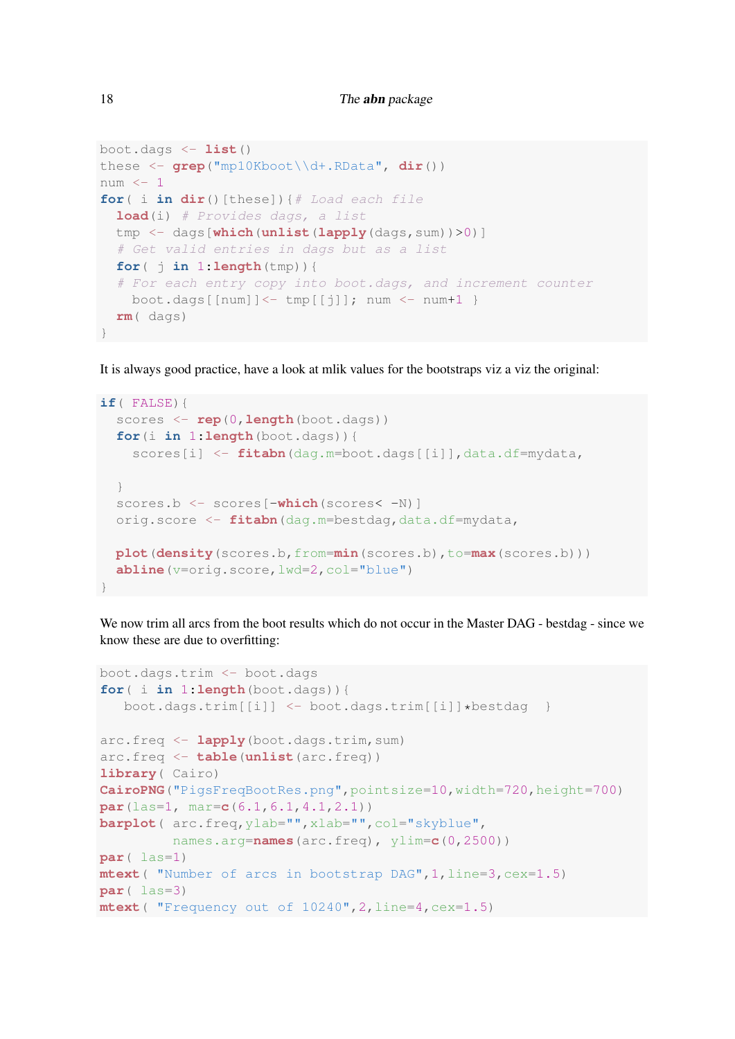```
boot.dags <- list()
these <- grep("mp10Kboot\\d+.RData", dir())
num <- 1
for( i in dir()[these]){# Load each file
  load(i)  # Provides dags, a list
  tmp <- dags[which(unlist(lapply(dags,sum))>0)]
  # Get valid entries in dags but as a list
  for( j in 1:length(tmp)){
  # For each entry copy into boot.dags, and increment counter
    boot.dags[[num]]<- tmp[[j]]; num <- num+1 }
  rm( dags)
}
```

It is always good practice, have a look at mlik values for the bootstraps viz a viz the original:

```
if( FALSE){
  scores <- rep(0,length(boot.dags))
  for(i in 1:length(boot.dags)){
    scores[i] <- fitabn(dag.m=boot.dags[[i]],data.df=mydata,

  }
  scores.b <- scores[-which(scores< -N)]
  orig.score <- fitabn(dag.m=bestdag,data.df=mydata,

  plot(density(scores.b,from=min(scores.b),to=max(scores.b)))
  abline(v=orig.score,lwd=2,col="blue")
}
```

We now trim all arcs from the boot results which do not occur in the Master DAG - bestdag - since we know these are due to overfitting:

```
boot.dags.trim <- boot.dags
for( i in 1:length(boot.dags)){
   boot.dags.trim[[i]] <- boot.dags.trim[[i]]*bestdag  }

arc.freq <- lapply(boot.dags.trim,sum)
arc.freq <- table(unlist(arc.freq))
library( Cairo)
CairoPNG("PigsFreqBootRes.png",pointsize=10,width=720,height=700)
par(las=1, mar=c(6.1,6.1,4.1,2.1))
barplot( arc.freq,ylab="",xlab="",col="skyblue",
         names.arg=names(arc.freq), ylim=c(0,2500))
par( las=1)
mtext( "Number of arcs in bootstrap DAG",1,line=3,cex=1.5)
par( las=3)
mtext( "Frequency out of 10240",2,line=4,cex=1.5)
```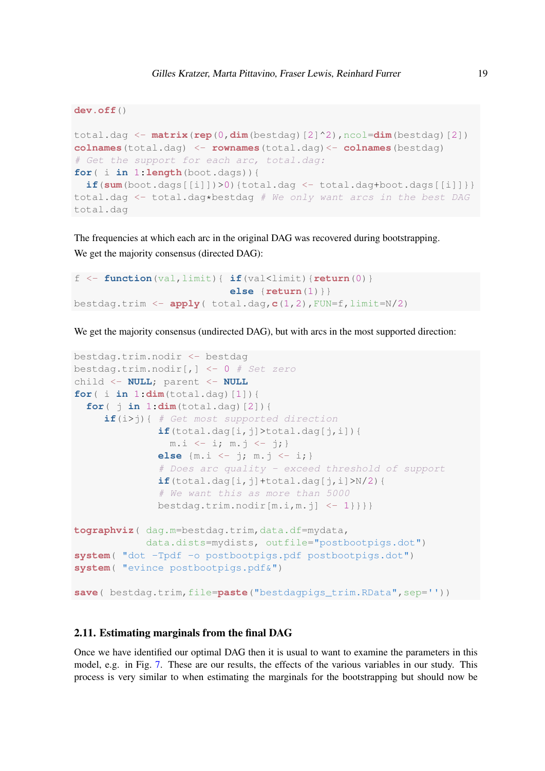```
dev.off()

total.dag <- matrix(rep(0,dim(bestdag)[2]^2),ncol=dim(bestdag)[2])
colnames(total.dag) <- rownames(total.dag)<- colnames(bestdag)
# Get the support for each arc, total.dag:
for( i in 1:length(boot.dags)){
  if(sum(boot.dags[[i]])>0){total.dag <- total.dag+boot.dags[[i]]}}
total.dag <- total.dag*bestdag # We only want arcs in the best DAG
total.dag
```

The frequencies at which each arc in the original DAG was recovered during bootstrapping.

We get the majority consensus (directed DAG):

```
f <- function(val,limit){ if(val<limit){return(0)}
                          else {return(1)}}
bestdag.trim <- apply( total.dag,c(1,2),FUN=f,limit=N/2)
```

We get the majority consensus (undirected DAG), but with arcs in the most supported direction:

```
bestdag.trim.nodir <- bestdag
bestdag.trim.nodir[,] <- 0 # Set zero
child <- NULL; parent <- NULL
for( i in 1:dim(total.dag)[1]){
  for( j in 1:dim(total.dag)[2]){
     if(i>j){ # Get most supported direction
              if(total.dag[i,j]>total.dag[j,i]){
                m.i <- i; m.j <- j;}
              else {m.i <- j; m.j <- i;}
              # Does arc quality - exceed threshold of support
              if(total.dag[i,j]+total.dag[j,i]>N/2){
              # We want this as more than 5000
              bestdag.trim.nodir[m.i,m.j] <- 1}}}}

tographviz( dag.m=bestdag.trim,data.df=mydata,
            data.dists=mydists, outfile="postbootpigs.dot")
system( "dot -Tpdf -o postbootpigs.pdf postbootpigs.dot")
system( "evince postbootpigs.pdf&")

save( bestdag.trim,file=paste("bestdagpigs_trim.RData",sep=''))
```

### 2.11. Estimating marginals from the final DAG

Once we have identified our optimal DAG then it is usual to want to examine the parameters in this model, e.g. in Fig. 7. These are our results, the effects of the various variables in our study. This process is very similar to when estimating the marginals for the bootstrapping but should now be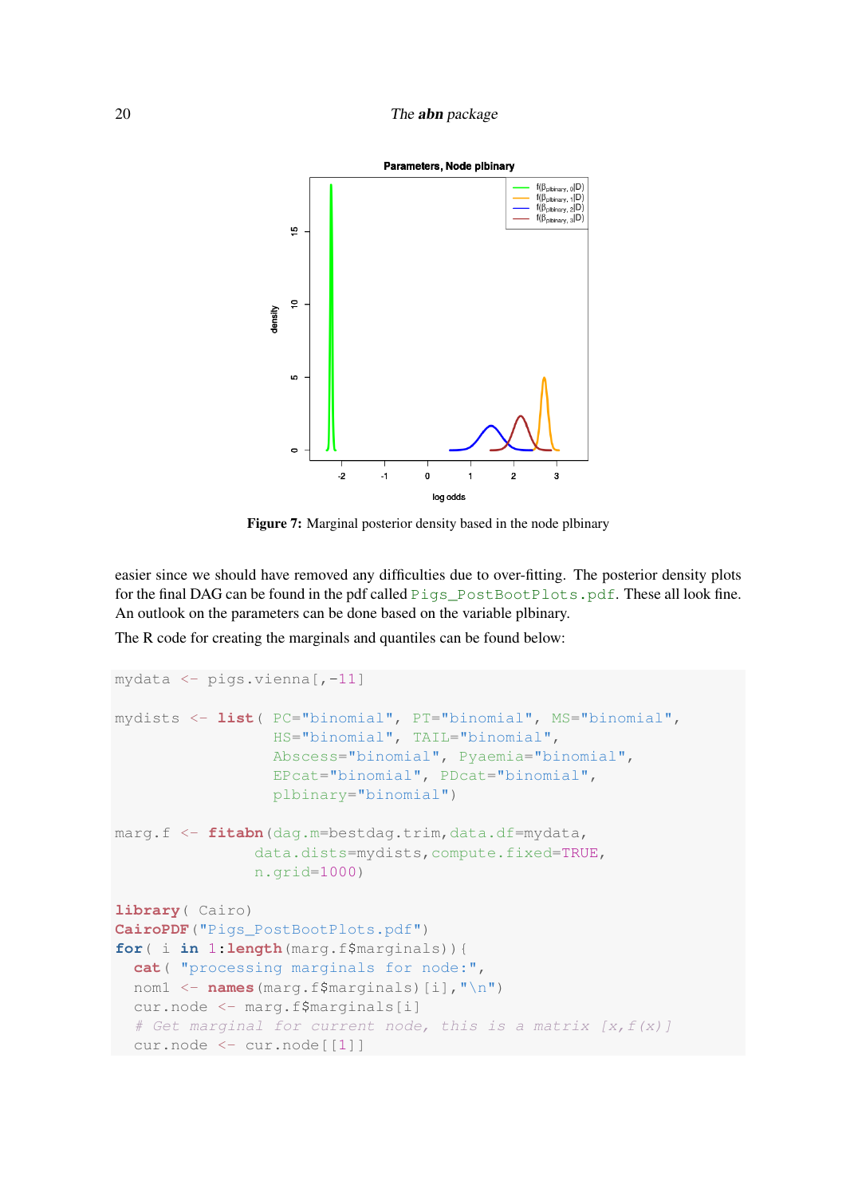Figure 7: Marginal posterior density based in the node plbinary

easier since we should have removed any difficulties due to over-fitting. The posterior density plots for the final DAG can be found in the pdf called `Pigs_PostBootPlots.pdf`. These all look fine. An outlook on the parameters can be done based on the variable plbinary.

The R code for creating the marginals and quantiles can be found below:

```
mydata <- pigs.vienna[,-11]

mydists <- list( PC="binomial", PT="binomial", MS="binomial",
                 HS="binomial", TAIL="binomial",
                 Abscess="binomial", Pyaemia="binomial",
                 EPcat="binomial", PDcat="binomial",
                 plbinary="binomial")

marg.f <- fitabn(dag.m=bestdag.trim,data.df=mydata,
                data.dists=mydists,compute.fixed=TRUE,
                n.grid=1000)

library( Cairo)
CairoPDF("Pigs_PostBootPlots.pdf")
for( i in 1:length(marg.f$marginals)){
  cat( "processing marginals for node:",
  nom1 <- names(marg.f$marginals)[i],"\n")
  cur.node <- marg.f$marginals[i]
  # Get marginal for current node, this is a matrix [x,f(x)]
  cur.node <- cur.node[[1]]
```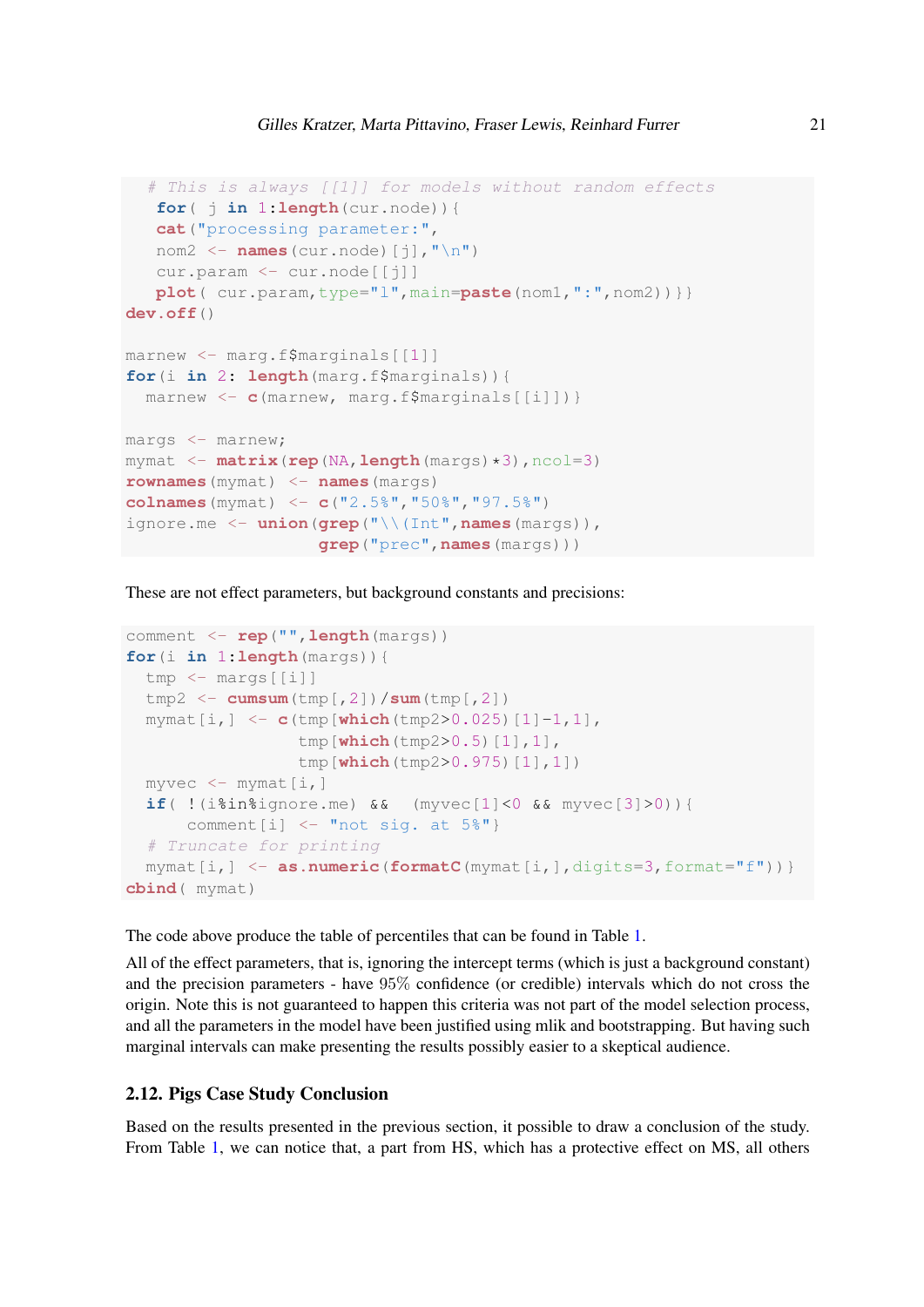```
  # This is always [[1]] for models without random effects
   for( j in 1:length(cur.node)){
   cat("processing parameter:",
   nom2 <- names(cur.node)[j],"\n")
   cur.param <- cur.node[[j]]
   plot( cur.param,type="l",main=paste(nom1,":",nom2))}}
dev.off()

marnew <- marg.f$marginals[[1]]
for(i in 2: length(marg.f$marginals)){
  marnew <- c(marnew, marg.f$marginals[[i]])}

margs <- marnew;
mymat <- matrix(rep(NA,length(margs)*3),ncol=3)
rownames(mymat) <- names(margs)
colnames(mymat) <- c("2.5%","50%","97.5%")
ignore.me <- union(grep("\\(Int",names(margs)),
                   grep("prec",names(margs)))
```

These are not effect parameters, but background constants and precisions:

```
comment <- rep("",length(margs))
for(i in 1:length(margs)){
  tmp <- margs[[i]]
  tmp2 <- cumsum(tmp[,2])/sum(tmp[,2])
  mymat[i,] <- c(tmp[which(tmp2>0.025)[1]-1,1],
                 tmp[which(tmp2>0.5)[1],1],
                 tmp[which(tmp2>0.975)[1],1])
  myvec <- mymat[i,]
  if( !(i%in%ignore.me) &&  (myvec[1]<0 && myvec[3]>0)){
      comment[i] <- "not sig. at 5%"}
  # Truncate for printing
  mymat[i,] <- as.numeric(formatC(mymat[i,],digits=3,format="f"))}
cbind( mymat)
```

The code above produce the table of percentiles that can be found in Table 1.

All of the effect parameters, that is, ignoring the intercept terms (which is just a background constant) and the precision parameters - have 95% confidence (or credible) intervals which do not cross the origin. Note this is not guaranteed to happen this criteria was not part of the model selection process, and all the parameters in the model have been justified using mlik and bootstrapping. But having such marginal intervals can make presenting the results possibly easier to a skeptical audience.

### 2.12. Pigs Case Study Conclusion

Based on the results presented in the previous section, it possible to draw a conclusion of the study. From Table 1, we can notice that, a part from HS, which has a protective effect on MS, all others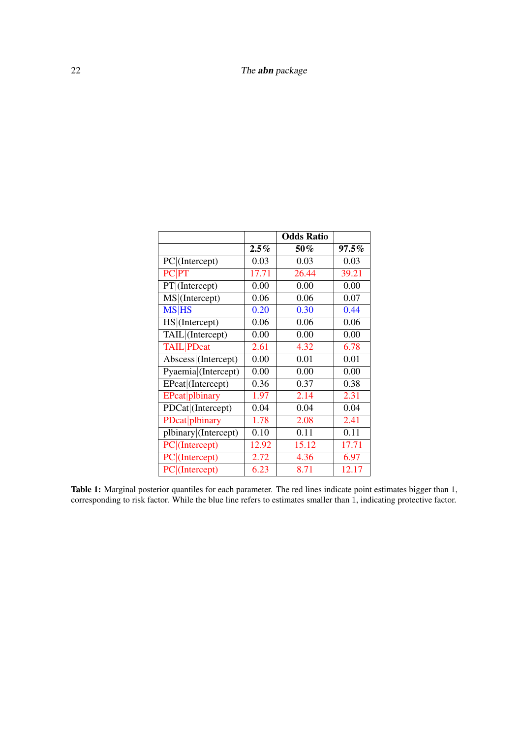| | | Odds Ratio | |
|---|---|---|---|
| | 2.5% | 50% | 97.5% |
| PC\|(Intercept) | 0.03 | 0.03 | 0.03 |
| PC\|PT | 17.71 | 26.44 | 39.21 |
| PT\|(Intercept) | 0.00 | 0.00 | 0.00 |
| MS\|(Intercept) | 0.06 | 0.06 | 0.07 |
| MS\|HS | 0.20 | 0.30 | 0.44 |
| HS\|(Intercept) | 0.06 | 0.06 | 0.06 |
| TAIL\|(Intercept) | 0.00 | 0.00 | 0.00 |
| TAIL\|PDcat | 2.61 | 4.32 | 6.78 |
| Abscess\|(Intercept) | 0.00 | 0.01 | 0.01 |
| Pyaemia\|(Intercept) | 0.00 | 0.00 | 0.00 |
| EPcat\|(Intercept) | 0.36 | 0.37 | 0.38 |
| EPcat\|plbinary | 1.97 | 2.14 | 2.31 |
| PDCat\|(Intercept) | 0.04 | 0.04 | 0.04 |
| PDcat\|plbinary | 1.78 | 2.08 | 2.41 |
| plbinary\|(Intercept) | 0.10 | 0.11 | 0.11 |
| PC\|(Intercept) | 12.92 | 15.12 | 17.71 |
| PC\|(Intercept) | 2.72 | 4.36 | 6.97 |
| PC\|(Intercept) | 6.23 | 8.71 | 12.17 |

**Table 1:** Marginal posterior quantiles for each parameter. The red lines indicate point estimates bigger than 1, corresponding to risk factor. While the blue line refers to estimates smaller than 1, indicating protective factor.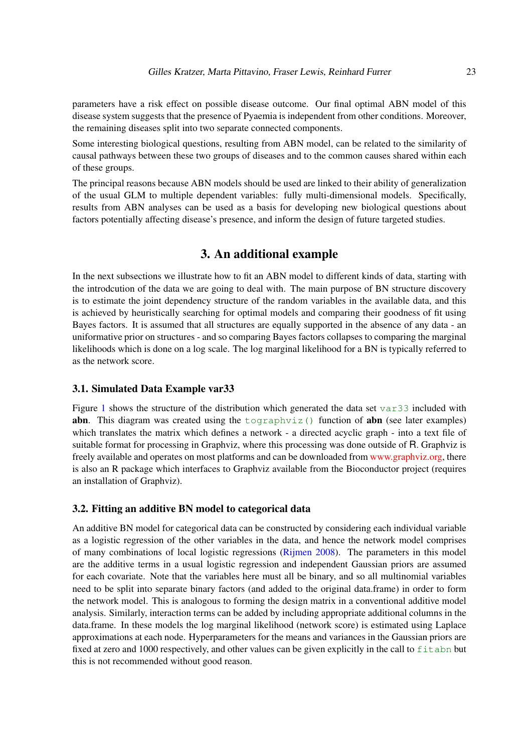parameters have a risk effect on possible disease outcome. Our final optimal ABN model of this disease system suggests that the presence of Pyaemia is independent from other conditions. Moreover, the remaining diseases split into two separate connected components.

Some interesting biological questions, resulting from ABN model, can be related to the similarity of causal pathways between these two groups of diseases and to the common causes shared within each of these groups.

The principal reasons because ABN models should be used are linked to their ability of generalization of the usual GLM to multiple dependent variables: fully multi-dimensional models. Specifically, results from ABN analyses can be used as a basis for developing new biological questions about factors potentially affecting disease's presence, and inform the design of future targeted studies.

# 3. An additional example

In the next subsections we illustrate how to fit an ABN model to different kinds of data, starting with the introdcution of the data we are going to deal with. The main purpose of BN structure discovery is to estimate the joint dependency structure of the random variables in the available data, and this is achieved by heuristically searching for optimal models and comparing their goodness of fit using Bayes factors. It is assumed that all structures are equally supported in the absence of any data - an uniformative prior on structures - and so comparing Bayes factors collapses to comparing the marginal likelihoods which is done on a log scale. The log marginal likelihood for a BN is typically referred to as the network score.

## 3.1. Simulated Data Example var33

Figure 1 shows the structure of the distribution which generated the data set `var33` included with **abn**. This diagram was created using the `tographviz()` function of **abn** (see later examples) which translates the matrix which defines a network - a directed acyclic graph - into a text file of suitable format for processing in Graphviz, where this processing was done outside of R. Graphviz is freely available and operates on most platforms and can be downloaded from www.graphviz.org, there is also an R package which interfaces to Graphviz available from the Bioconductor project (requires an installation of Graphviz).

## 3.2. Fitting an additive BN model to categorical data

An additive BN model for categorical data can be constructed by considering each individual variable as a logistic regression of the other variables in the data, and hence the network model comprises of many combinations of local logistic regressions (Rijmen 2008). The parameters in this model are the additive terms in a usual logistic regression and independent Gaussian priors are assumed for each covariate. Note that the variables here must all be binary, and so all multinomial variables need to be split into separate binary factors (and added to the original data.frame) in order to form the network model. This is analogous to forming the design matrix in a conventional additive model analysis. Similarly, interaction terms can be added by including appropriate additional columns in the data.frame. In these models the log marginal likelihood (network score) is estimated using Laplace approximations at each node. Hyperparameters for the means and variances in the Gaussian priors are fixed at zero and 1000 respectively, and other values can be given explicitly in the call to `fitabn` but this is not recommended without good reason.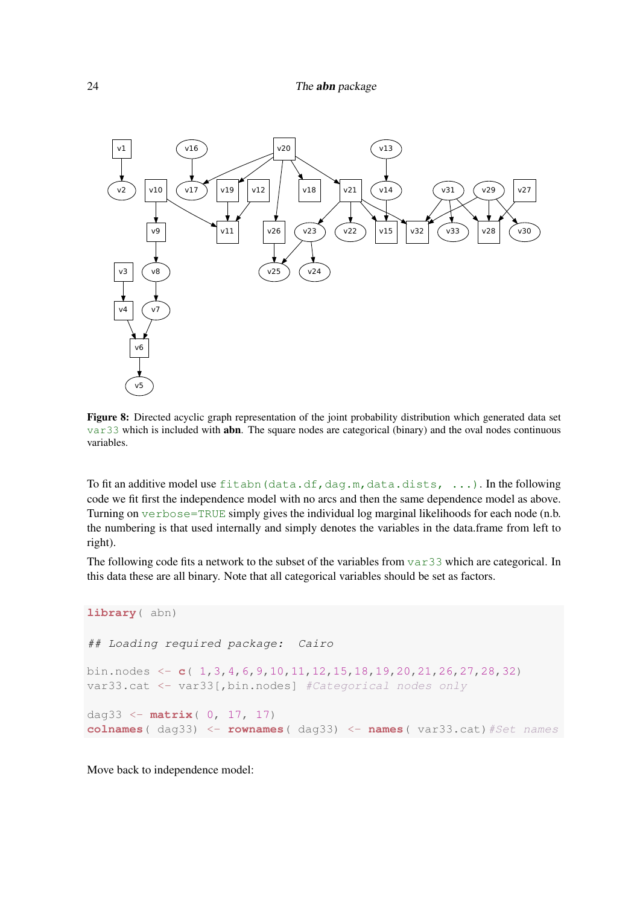**Figure 8:** Directed acyclic graph representation of the joint probability distribution which generated data set `var33` which is included with **abn**. The square nodes are categorical (binary) and the oval nodes continuous variables.

To fit an additive model use `fitabn(data.df,dag.m,data.dists, ...)`. In the following code we fit first the independence model with no arcs and then the same dependence model as above. Turning on `verbose=TRUE` simply gives the individual log marginal likelihoods for each node (n.b. the numbering is that used internally and simply denotes the variables in the data.frame from left to right).

The following code fits a network to the subset of the variables from `var33` which are categorical. In this data these are all binary. Note that all categorical variables should be set as factors.

```
library( abn)

## Loading required package:  Cairo

bin.nodes <- c( 1,3,4,6,9,10,11,12,15,18,19,20,21,26,27,28,32)
var33.cat <- var33[,bin.nodes] #Categorical nodes only

dag33 <- matrix( 0, 17, 17)
colnames( dag33) <- rownames( dag33) <- names( var33.cat)#Set names
```

Move back to independence model: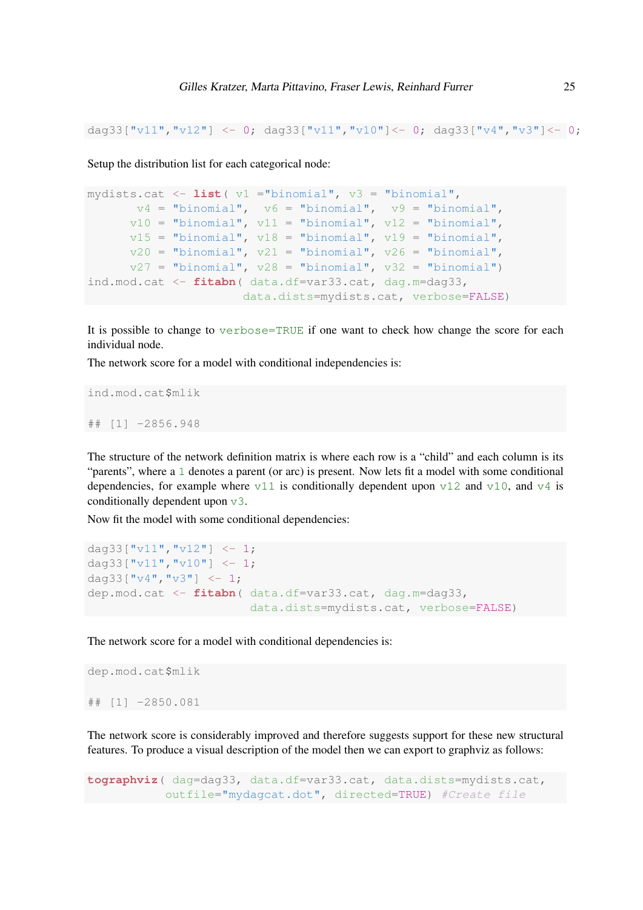```
dag33["v11","v12"] <- 0; dag33["v11","v10"]<- 0; dag33["v4","v3"]<- 0;
```

Setup the distribution list for each categorical node:

```
mydists.cat <- list( v1 ="binomial", v3 = "binomial",
        v4 = "binomial",  v6 = "binomial",  v9 = "binomial",
       v10 = "binomial", v11 = "binomial", v12 = "binomial",
       v15 = "binomial", v18 = "binomial", v19 = "binomial",
       v20 = "binomial", v21 = "binomial", v26 = "binomial",
       v27 = "binomial", v28 = "binomial", v32 = "binomial")
ind.mod.cat <- fitabn( data.df=var33.cat, dag.m=dag33,
                       data.dists=mydists.cat, verbose=FALSE)
```

It is possible to change to `verbose=TRUE` if one want to check how change the score for each individual node.

The network score for a model with conditional independencies is:

```
ind.mod.cat$mlik

## [1] -2856.948
```

The structure of the network definition matrix is where each row is a "child" and each column is its "parents", where a `1` denotes a parent (or arc) is present. Now lets fit a model with some conditional dependencies, for example where `v11` is conditionally dependent upon `v12` and `v10`, and `v4` is conditionally dependent upon `v3`.

Now fit the model with some conditional dependencies:

```
dag33["v11","v12"] <- 1;
dag33["v11","v10"] <- 1;
dag33["v4","v3"] <- 1;
dep.mod.cat <- fitabn( data.df=var33.cat, dag.m=dag33,
                        data.dists=mydists.cat, verbose=FALSE)
```

The network score for a model with conditional dependencies is:

```
dep.mod.cat$mlik

## [1] -2850.081
```

The network score is considerably improved and therefore suggests support for these new structural features. To produce a visual description of the model then we can export to graphviz as follows:

```
tographviz( dag=dag33, data.df=var33.cat, data.dists=mydists.cat,
            outfile="mydagcat.dot", directed=TRUE) #Create file
```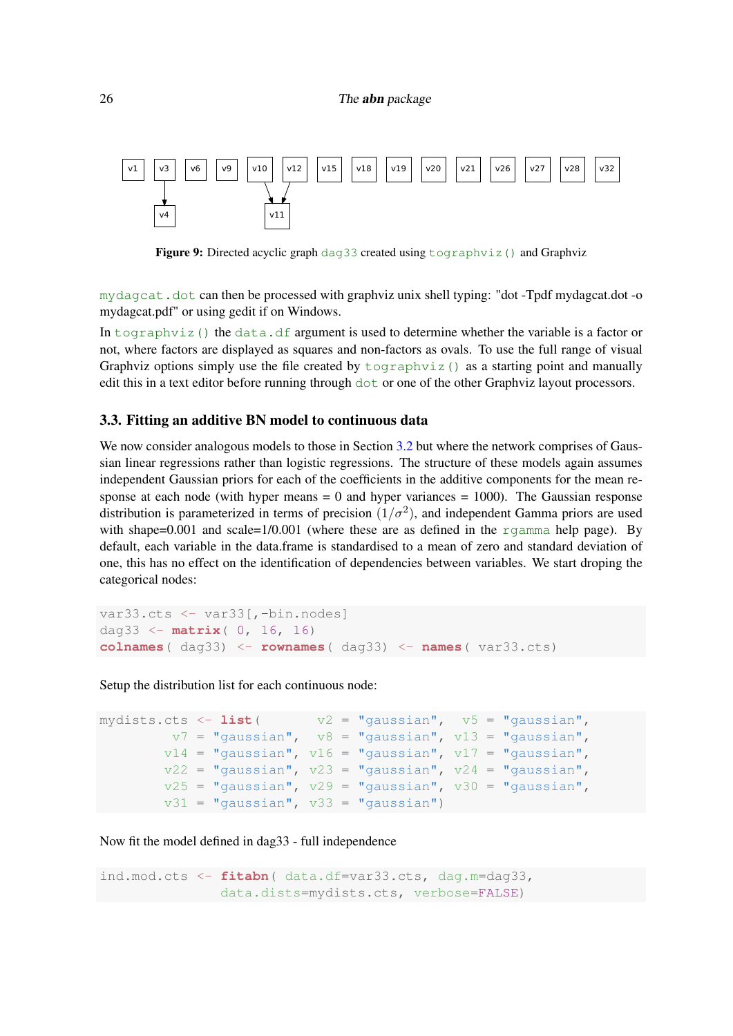Figure 9: Directed acyclic graph `dag33` created using `tographviz()` and Graphviz

`mydagcat.dot` can then be processed with graphviz unix shell typing: "dot -Tpdf mydagcat.dot -o mydagcat.pdf" or using gedit if on Windows.

In `tographviz()` the `data.df` argument is used to determine whether the variable is a factor or not, where factors are displayed as squares and non-factors as ovals. To use the full range of visual Graphviz options simply use the file created by `tographviz()` as a starting point and manually edit this in a text editor before running through `dot` or one of the other Graphviz layout processors.

### 3.3. Fitting an additive BN model to continuous data

We now consider analogous models to those in Section 3.2 but where the network comprises of Gaussian linear regressions rather than logistic regressions. The structure of these models again assumes independent Gaussian priors for each of the coefficients in the additive components for the mean response at each node (with hyper means = 0 and hyper variances = 1000). The Gaussian response distribution is parameterized in terms of precision $(1/\sigma^2)$, and independent Gamma priors are used with shape=0.001 and scale=1/0.001 (where these are as defined in the `rgamma` help page). By default, each variable in the data.frame is standardised to a mean of zero and standard deviation of one, this has no effect on the identification of dependencies between variables. We start droping the categorical nodes:

```
var33.cts <- var33[,-bin.nodes]
dag33 <- matrix( 0, 16, 16)
colnames( dag33) <- rownames( dag33) <- names( var33.cts)
```

Setup the distribution list for each continuous node:

```
mydists.cts <- list(       v2 = "gaussian",  v5 = "gaussian",
         v7 = "gaussian",  v8 = "gaussian", v13 = "gaussian",
        v14 = "gaussian", v16 = "gaussian", v17 = "gaussian",
        v22 = "gaussian", v23 = "gaussian", v24 = "gaussian",
        v25 = "gaussian", v29 = "gaussian", v30 = "gaussian",
        v31 = "gaussian", v33 = "gaussian")
```

Now fit the model defined in dag33 - full independence

```
ind.mod.cts <- fitabn( data.df=var33.cts, dag.m=dag33,
                data.dists=mydists.cts, verbose=FALSE)
```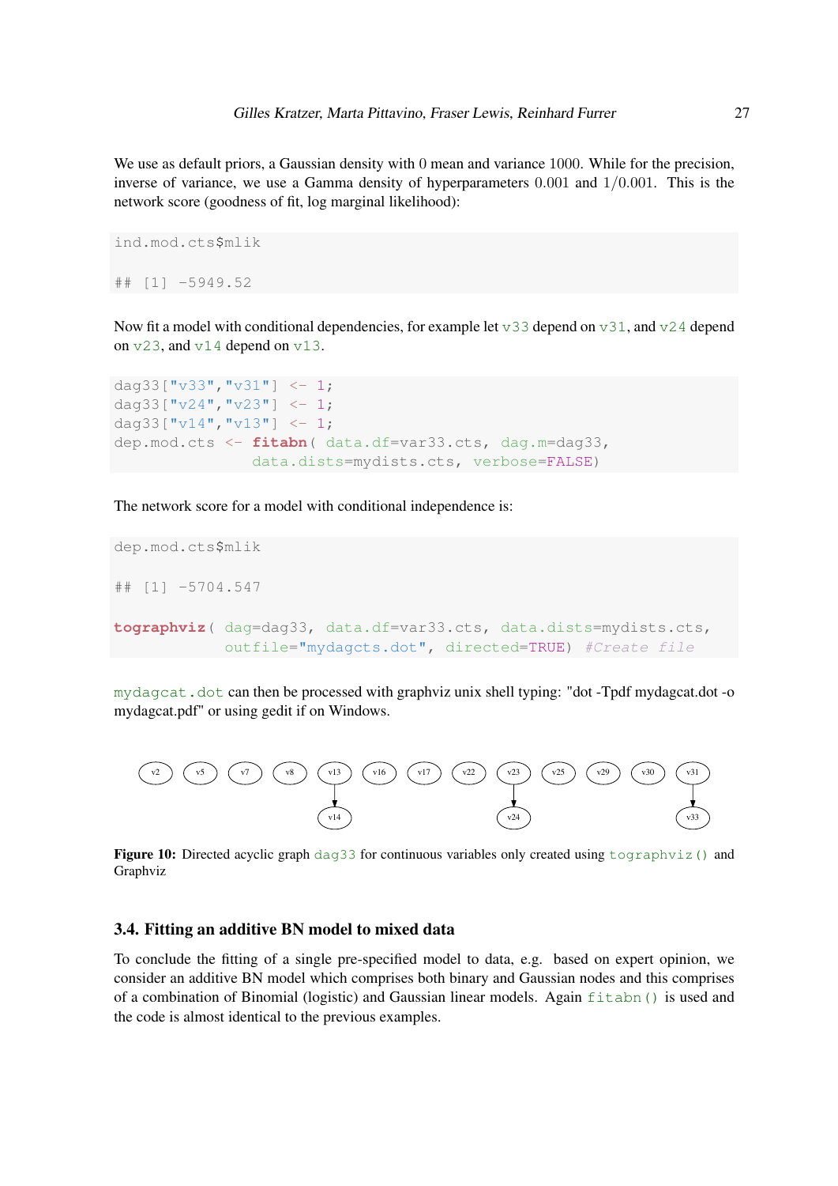We use as default priors, a Gaussian density with 0 mean and variance 1000. While for the precision, inverse of variance, we use a Gamma density of hyperparameters 0.001 and 1/0.001. This is the network score (goodness of fit, log marginal likelihood):

```
ind.mod.cts$mlik

## [1] -5949.52
```

Now fit a model with conditional dependencies, for example let `v33` depend on `v31`, and `v24` depend on `v23`, and `v14` depend on `v13`.

```
dag33["v33","v31"] <- 1;
dag33["v24","v23"] <- 1;
dag33["v14","v13"] <- 1;
dep.mod.cts <- fitabn( data.df=var33.cts, dag.m=dag33,
                       data.dists=mydists.cts, verbose=FALSE)
```

The network score for a model with conditional independence is:

```
dep.mod.cts$mlik

## [1] -5704.547

tographviz( dag=dag33, data.df=var33.cts, data.dists=mydists.cts,
            outfile="mydagcts.dot", directed=TRUE) #Create file
```

`mydagcat.dot` can then be processed with graphviz unix shell typing: "dot -Tpdf mydagcat.dot -o mydagcat.pdf" or using gedit if on Windows.

**Figure 10:** Directed acyclic graph `dag33` for continuous variables only created using `tographviz()` and Graphviz

### 3.4. Fitting an additive BN model to mixed data

To conclude the fitting of a single pre-specified model to data, e.g. based on expert opinion, we consider an additive BN model which comprises both binary and Gaussian nodes and this comprises of a combination of Binomial (logistic) and Gaussian linear models. Again `fitabn()` is used and the code is almost identical to the previous examples.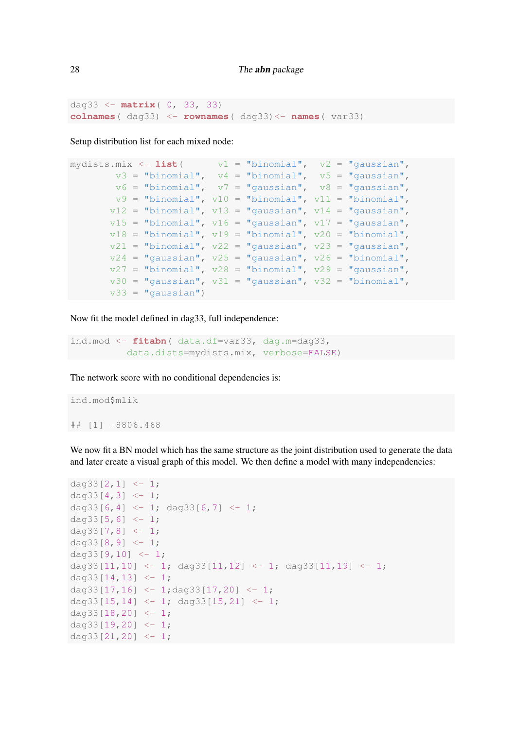```
dag33 <- matrix( 0, 33, 33)
colnames( dag33) <- rownames( dag33)<- names( var33)
```

Setup distribution list for each mixed node:

```
mydists.mix <- list(      v1  = "binomial",  v2  = "gaussian",
        v3  = "binomial",  v4  = "binomial",  v5  = "gaussian",
        v6  = "binomial",  v7  = "gaussian",  v8  = "gaussian",
        v9  = "binomial", v10  = "binomial", v11  = "binomial",
       v12  = "binomial", v13  = "gaussian", v14  = "gaussian",
       v15  = "binomial", v16  = "gaussian", v17  = "gaussian",
       v18  = "binomial", v19  = "binomial", v20  = "binomial",
       v21  = "binomial", v22  = "gaussian", v23  = "gaussian",
       v24  = "gaussian", v25  = "gaussian", v26  = "binomial",
       v27  = "binomial", v28  = "binomial", v29  = "gaussian",
       v30  = "gaussian", v31  = "gaussian", v32  = "binomial",
       v33  = "gaussian")
```

Now fit the model defined in dag33, full independence:

```
ind.mod <- fitabn( data.df=var33, dag.m=dag33,
          data.dists=mydists.mix, verbose=FALSE)
```

The network score with no conditional dependencies is:

```
ind.mod$mlik

## [1] -8806.468
```

We now fit a BN model which has the same structure as the joint distribution used to generate the data and later create a visual graph of this model. We then define a model with many independencies:

```
dag33[2,1] <- 1;
dag33[4,3] <- 1;
dag33[6,4] <- 1; dag33[6,7] <- 1;
dag33[5,6] <- 1;
dag33[7,8] <- 1;
dag33[8,9] <- 1;
dag33[9,10] <- 1;
dag33[11,10] <- 1; dag33[11,12] <- 1; dag33[11,19] <- 1;
dag33[14,13] <- 1;
dag33[17,16] <- 1;dag33[17,20] <- 1;
dag33[15,14] <- 1; dag33[15,21] <- 1;
dag33[18,20] <- 1;
dag33[19,20] <- 1;
dag33[21,20] <- 1;
```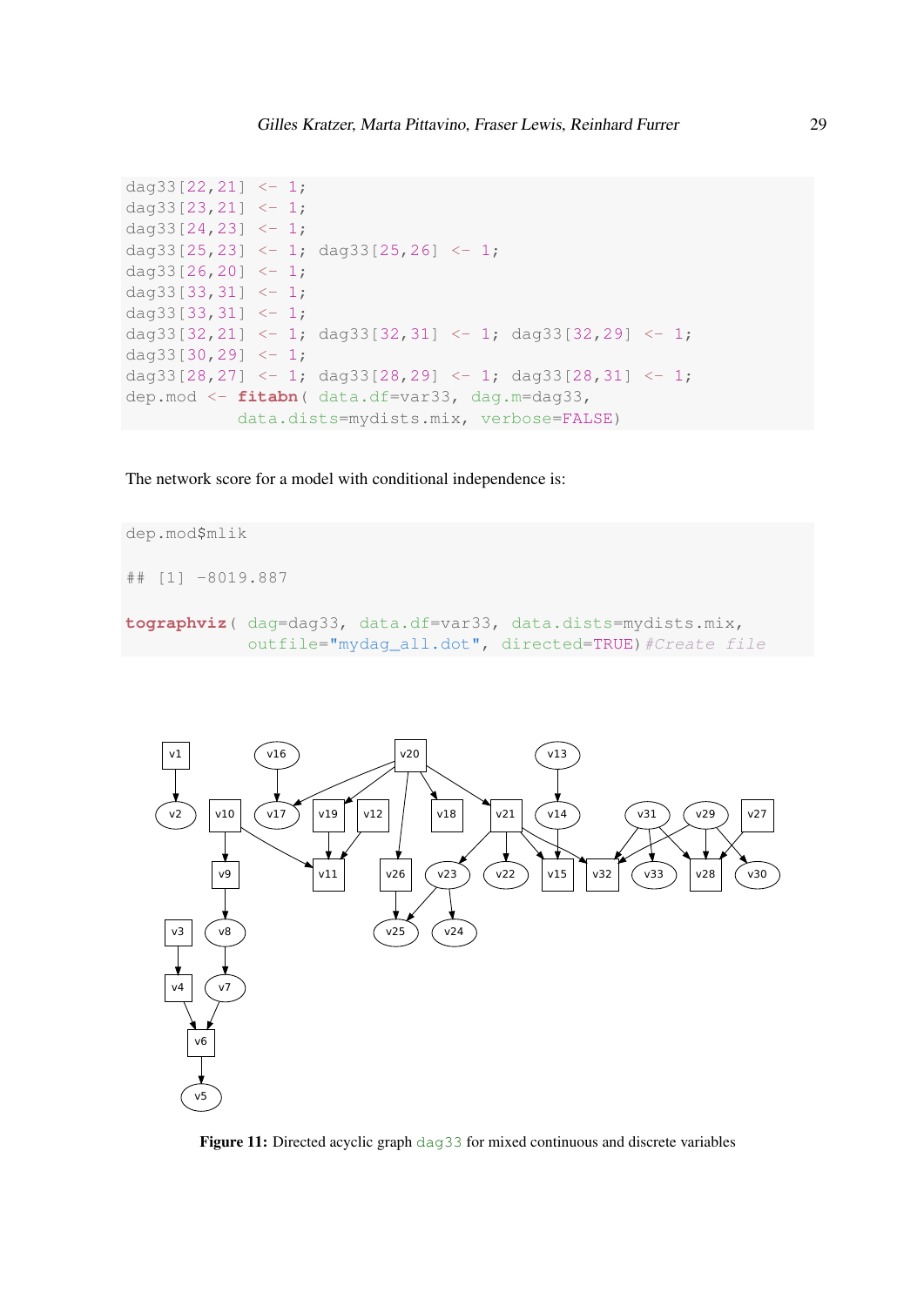```
dag33[22,21] <- 1;
dag33[23,21] <- 1;
dag33[24,23] <- 1;
dag33[25,23] <- 1; dag33[25,26] <- 1;
dag33[26,20] <- 1;
dag33[33,31] <- 1;
dag33[33,31] <- 1;
dag33[32,21] <- 1; dag33[32,31] <- 1; dag33[32,29] <- 1;
dag33[30,29] <- 1;
dag33[28,27] <- 1; dag33[28,29] <- 1; dag33[28,31] <- 1;
dep.mod <- fitabn( data.df=var33, dag.m=dag33,
            data.dists=mydists.mix, verbose=FALSE)
```

The network score for a model with conditional independence is:

```
dep.mod$mlik

## [1] -8019.887

tographviz( dag=dag33, data.df=var33, data.dists=mydists.mix,
            outfile="mydag_all.dot", directed=TRUE) #Create file
```

**Figure 11:** Directed acyclic graph dag33 for mixed continuous and discrete variables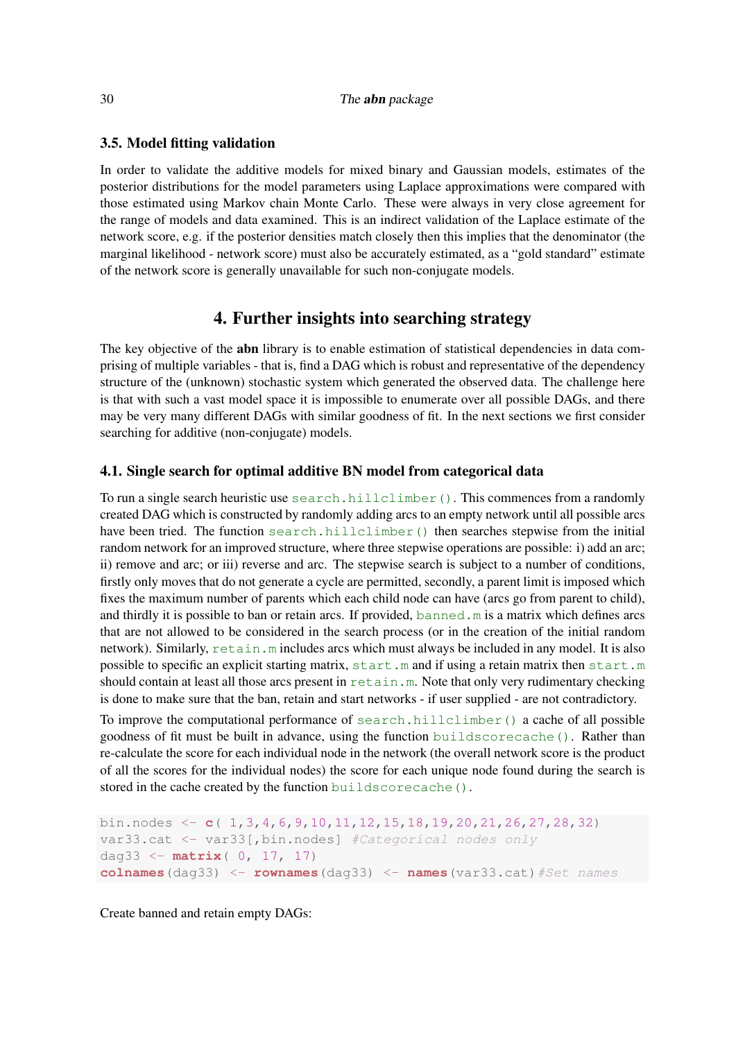### 3.5. Model fitting validation

In order to validate the additive models for mixed binary and Gaussian models, estimates of the posterior distributions for the model parameters using Laplace approximations were compared with those estimated using Markov chain Monte Carlo. These were always in very close agreement for the range of models and data examined. This is an indirect validation of the Laplace estimate of the network score, e.g. if the posterior densities match closely then this implies that the denominator (the marginal likelihood - network score) must also be accurately estimated, as a "gold standard" estimate of the network score is generally unavailable for such non-conjugate models.

## 4. Further insights into searching strategy

The key objective of the **abn** library is to enable estimation of statistical dependencies in data comprising of multiple variables - that is, find a DAG which is robust and representative of the dependency structure of the (unknown) stochastic system which generated the observed data. The challenge here is that with such a vast model space it is impossible to enumerate over all possible DAGs, and there may be very many different DAGs with similar goodness of fit. In the next sections we first consider searching for additive (non-conjugate) models.

### 4.1. Single search for optimal additive BN model from categorical data

To run a single search heuristic use `search.hillclimber()`. This commences from a randomly created DAG which is constructed by randomly adding arcs to an empty network until all possible arcs have been tried. The function `search.hillclimber()` then searches stepwise from the initial random network for an improved structure, where three stepwise operations are possible: i) add an arc; ii) remove and arc; or iii) reverse and arc. The stepwise search is subject to a number of conditions, firstly only moves that do not generate a cycle are permitted, secondly, a parent limit is imposed which fixes the maximum number of parents which each child node can have (arcs go from parent to child), and thirdly it is possible to ban or retain arcs. If provided, `banned.m` is a matrix which defines arcs that are not allowed to be considered in the search process (or in the creation of the initial random network). Similarly, `retain.m` includes arcs which must always be included in any model. It is also possible to specific an explicit starting matrix, `start.m` and if using a retain matrix then `start.m` should contain at least all those arcs present in `retain.m`. Note that only very rudimentary checking is done to make sure that the ban, retain and start networks - if user supplied - are not contradictory.

To improve the computational performance of `search.hillclimber()` a cache of all possible goodness of fit must be built in advance, using the function `buildscorecache()`. Rather than re-calculate the score for each individual node in the network (the overall network score is the product of all the scores for the individual nodes) the score for each unique node found during the search is stored in the cache created by the function `buildscorecache()`.

```
bin.nodes <- c( 1,3,4,6,9,10,11,12,15,18,19,20,21,26,27,28,32)
var33.cat <- var33[,bin.nodes] #Categorical nodes only
dag33 <- matrix( 0, 17, 17)
colnames(dag33) <- rownames(dag33) <- names(var33.cat)#Set names
```

Create banned and retain empty DAGs: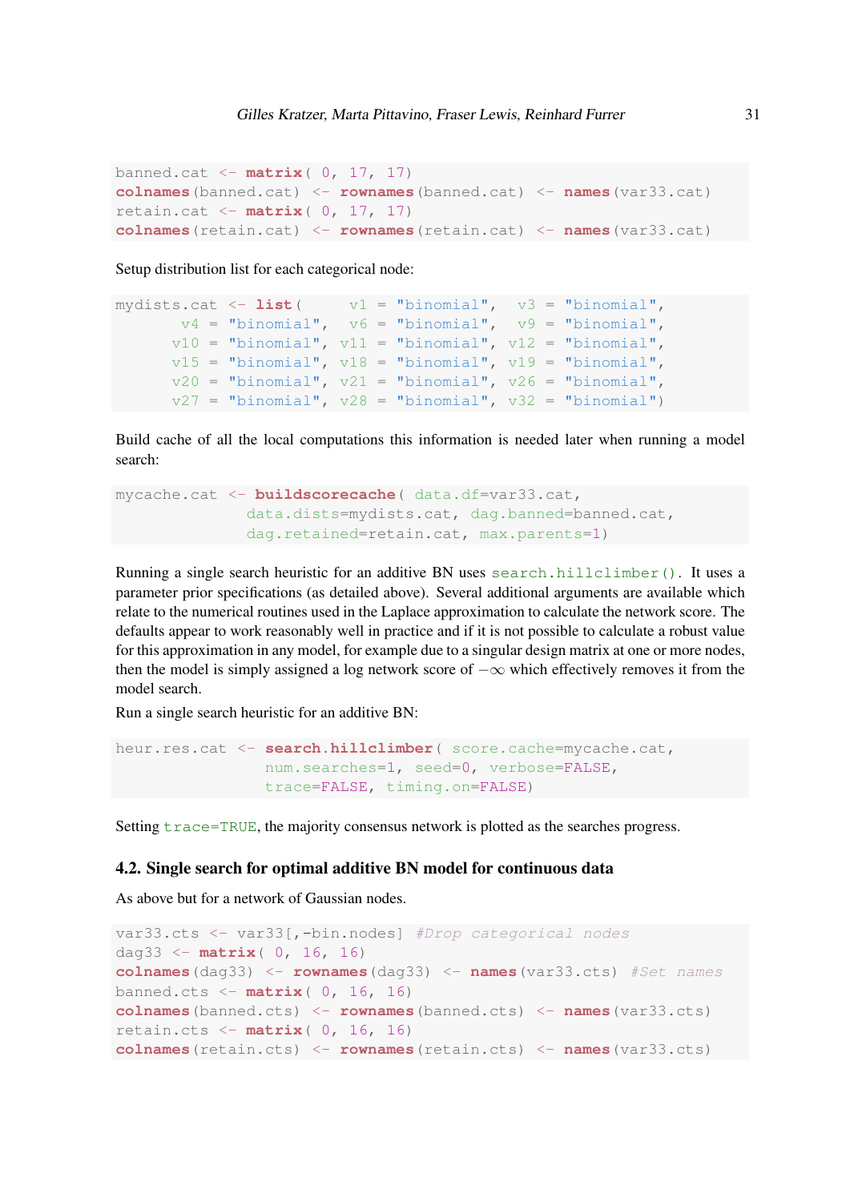```
banned.cat <- matrix( 0, 17, 17)
colnames(banned.cat) <- rownames(banned.cat) <- names(var33.cat)
retain.cat <- matrix( 0, 17, 17)
colnames(retain.cat) <- rownames(retain.cat) <- names(var33.cat)
```

Setup distribution list for each categorical node:

```
mydists.cat <- list(     v1 = "binomial",  v3 = "binomial",
       v4 = "binomial",  v6 = "binomial",  v9 = "binomial",
      v10 = "binomial", v11 = "binomial", v12 = "binomial",
      v15 = "binomial", v18 = "binomial", v19 = "binomial",
      v20 = "binomial", v21 = "binomial", v26 = "binomial",
      v27 = "binomial", v28 = "binomial", v32 = "binomial")
```

Build cache of all the local computations this information is needed later when running a model search:

```
mycache.cat <- buildscorecache( data.df=var33.cat,
               data.dists=mydists.cat, dag.banned=banned.cat,
               dag.retained=retain.cat, max.parents=1)
```

Running a single search heuristic for an additive BN uses `search.hillclimber()`. It uses a parameter prior specifications (as detailed above). Several additional arguments are available which relate to the numerical routines used in the Laplace approximation to calculate the network score. The defaults appear to work reasonably well in practice and if it is not possible to calculate a robust value for this approximation in any model, for example due to a singular design matrix at one or more nodes, then the model is simply assigned a log network score of $-\infty$ which effectively removes it from the model search.

Run a single search heuristic for an additive BN:

```
heur.res.cat <- search.hillclimber( score.cache=mycache.cat,
                  num.searches=1, seed=0, verbose=FALSE,
                  trace=FALSE, timing.on=FALSE)
```

Setting `trace=TRUE`, the majority consensus network is plotted as the searches progress.

### 4.2. Single search for optimal additive BN model for continuous data

As above but for a network of Gaussian nodes.

```
var33.cts <- var33[,-bin.nodes] #Drop categorical nodes
dag33 <- matrix( 0, 16, 16)
colnames(dag33) <- rownames(dag33) <- names(var33.cts) #Set names
banned.cts <- matrix( 0, 16, 16)
colnames(banned.cts) <- rownames(banned.cts) <- names(var33.cts)
retain.cts <- matrix( 0, 16, 16)
colnames(retain.cts) <- rownames(retain.cts) <- names(var33.cts)
```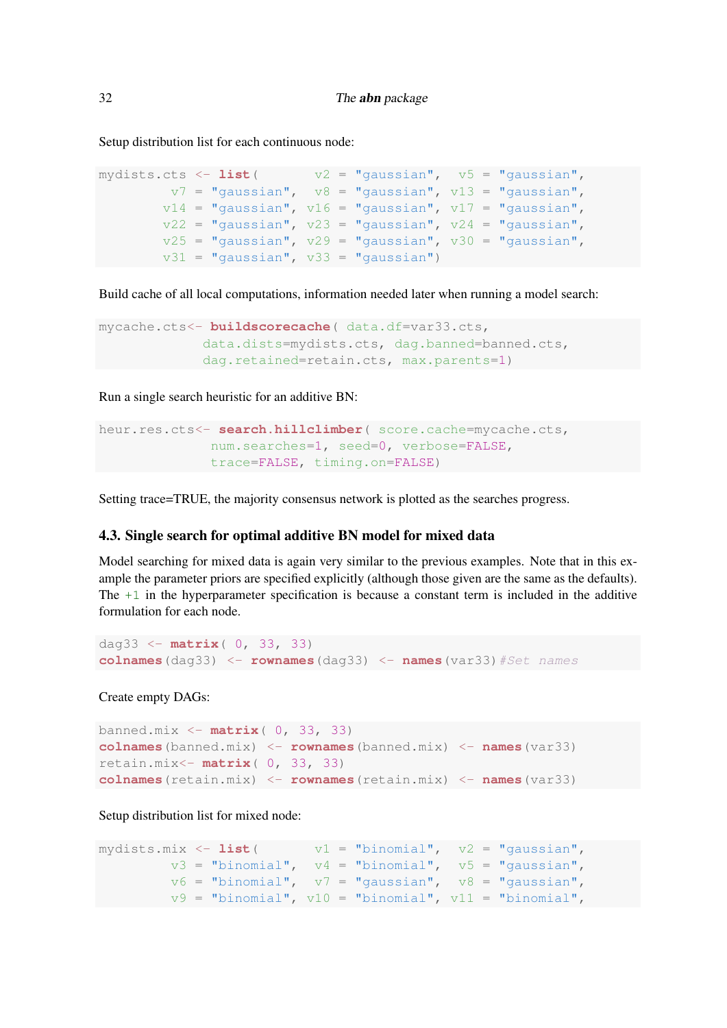Setup distribution list for each continuous node:

```
mydists.cts <- list(       v2 = "gaussian",  v5 = "gaussian",
          v7 = "gaussian",  v8 = "gaussian", v13 = "gaussian",
         v14 = "gaussian", v16 = "gaussian", v17 = "gaussian",
         v22 = "gaussian", v23 = "gaussian", v24 = "gaussian",
         v25 = "gaussian", v29 = "gaussian", v30 = "gaussian",
         v31 = "gaussian", v33 = "gaussian")
```

Build cache of all local computations, information needed later when running a model search:

```
mycache.cts<- buildscorecache( data.df=var33.cts,
              data.dists=mydists.cts, dag.banned=banned.cts,
              dag.retained=retain.cts, max.parents=1)
```

Run a single search heuristic for an additive BN:

```
heur.res.cts<- search.hillclimber( score.cache=mycache.cts,
               num.searches=1, seed=0, verbose=FALSE,
               trace=FALSE, timing.on=FALSE)
```

Setting trace=TRUE, the majority consensus network is plotted as the searches progress.

### 4.3. Single search for optimal additive BN model for mixed data

Model searching for mixed data is again very similar to the previous examples. Note that in this example the parameter priors are specified explicitly (although those given are the same as the defaults). The `+1` in the hyperparameter specification is because a constant term is included in the additive formulation for each node.

```
dag33 <- matrix( 0, 33, 33)
colnames(dag33) <- rownames(dag33) <- names(var33)#Set names
```

Create empty DAGs:

```
banned.mix <- matrix( 0, 33, 33)
colnames(banned.mix) <- rownames(banned.mix) <- names(var33)
retain.mix<- matrix( 0, 33, 33)
colnames(retain.mix) <- rownames(retain.mix) <- names(var33)
```

Setup distribution list for mixed node:

```
mydists.mix <- list(       v1 = "binomial",  v2 = "gaussian",
          v3 = "binomial",  v4 = "binomial",  v5 = "gaussian",
          v6 = "binomial",  v7 = "gaussian",  v8 = "gaussian",
          v9 = "binomial", v10 = "binomial", v11 = "binomial",
```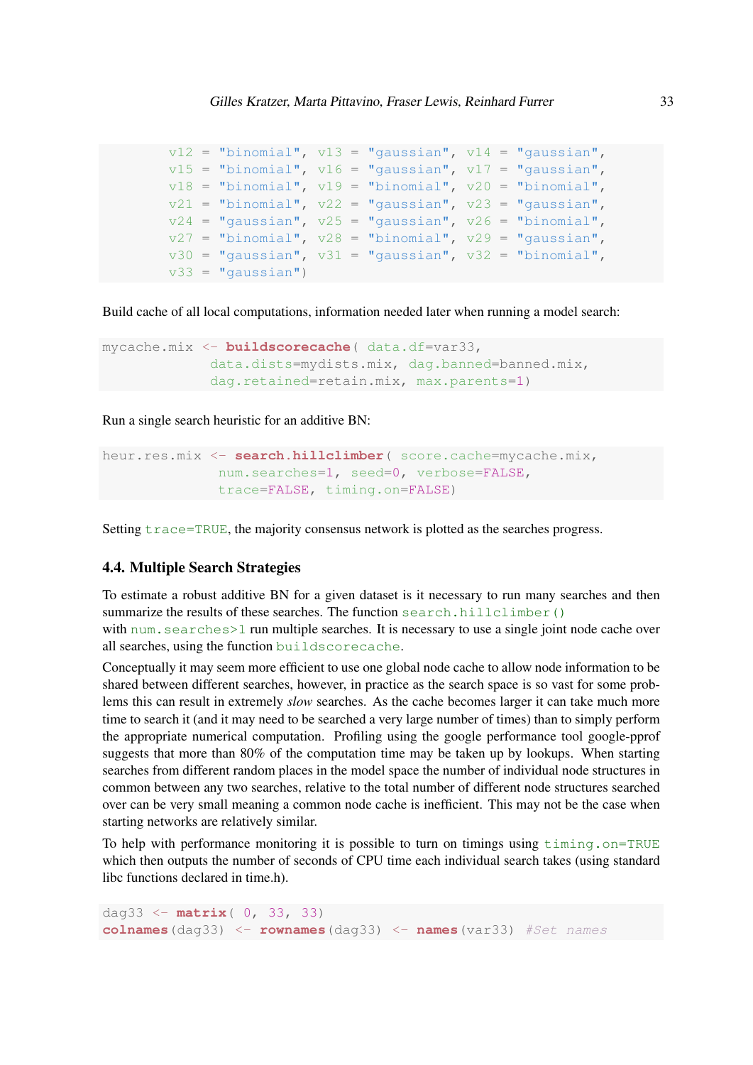```
        v12 = "binomial", v13 = "gaussian", v14 = "gaussian",
        v15 = "binomial", v16 = "gaussian", v17 = "gaussian",
        v18 = "binomial", v19 = "binomial", v20 = "binomial",
        v21 = "binomial", v22 = "gaussian", v23 = "gaussian",
        v24 = "gaussian", v25 = "gaussian", v26 = "binomial",
        v27 = "binomial", v28 = "binomial", v29 = "gaussian",
        v30 = "gaussian", v31 = "gaussian", v32 = "binomial",
        v33 = "gaussian")
```

Build cache of all local computations, information needed later when running a model search:

```
mycache.mix <- buildscorecache( data.df=var33,
              data.dists=mydists.mix, dag.banned=banned.mix,
              dag.retained=retain.mix, max.parents=1)
```

Run a single search heuristic for an additive BN:

```
heur.res.mix <- search.hillclimber( score.cache=mycache.mix,
               num.searches=1, seed=0, verbose=FALSE,
               trace=FALSE, timing.on=FALSE)
```

Setting `trace=TRUE`, the majority consensus network is plotted as the searches progress.

### 4.4. Multiple Search Strategies

To estimate a robust additive BN for a given dataset is it necessary to run many searches and then summarize the results of these searches. The function `search.hillclimber()` with `num.searches>1` run multiple searches. It is necessary to use a single joint node cache over all searches, using the function `buildscorecache`.

Conceptually it may seem more efficient to use one global node cache to allow node information to be shared between different searches, however, in practice as the search space is so vast for some problems this can result in extremely *slow* searches. As the cache becomes larger it can take much more time to search it (and it may need to be searched a very large number of times) than to simply perform the appropriate numerical computation. Profiling using the google performance tool google-pprof suggests that more than 80% of the computation time may be taken up by lookups. When starting searches from different random places in the model space the number of individual node structures in common between any two searches, relative to the total number of different node structures searched over can be very small meaning a common node cache is inefficient. This may not be the case when starting networks are relatively similar.

To help with performance monitoring it is possible to turn on timings using `timing.on=TRUE` which then outputs the number of seconds of CPU time each individual search takes (using standard libc functions declared in time.h).

```
dag33 <- matrix( 0, 33, 33)
colnames(dag33) <- rownames(dag33) <- names(var33) #Set names
```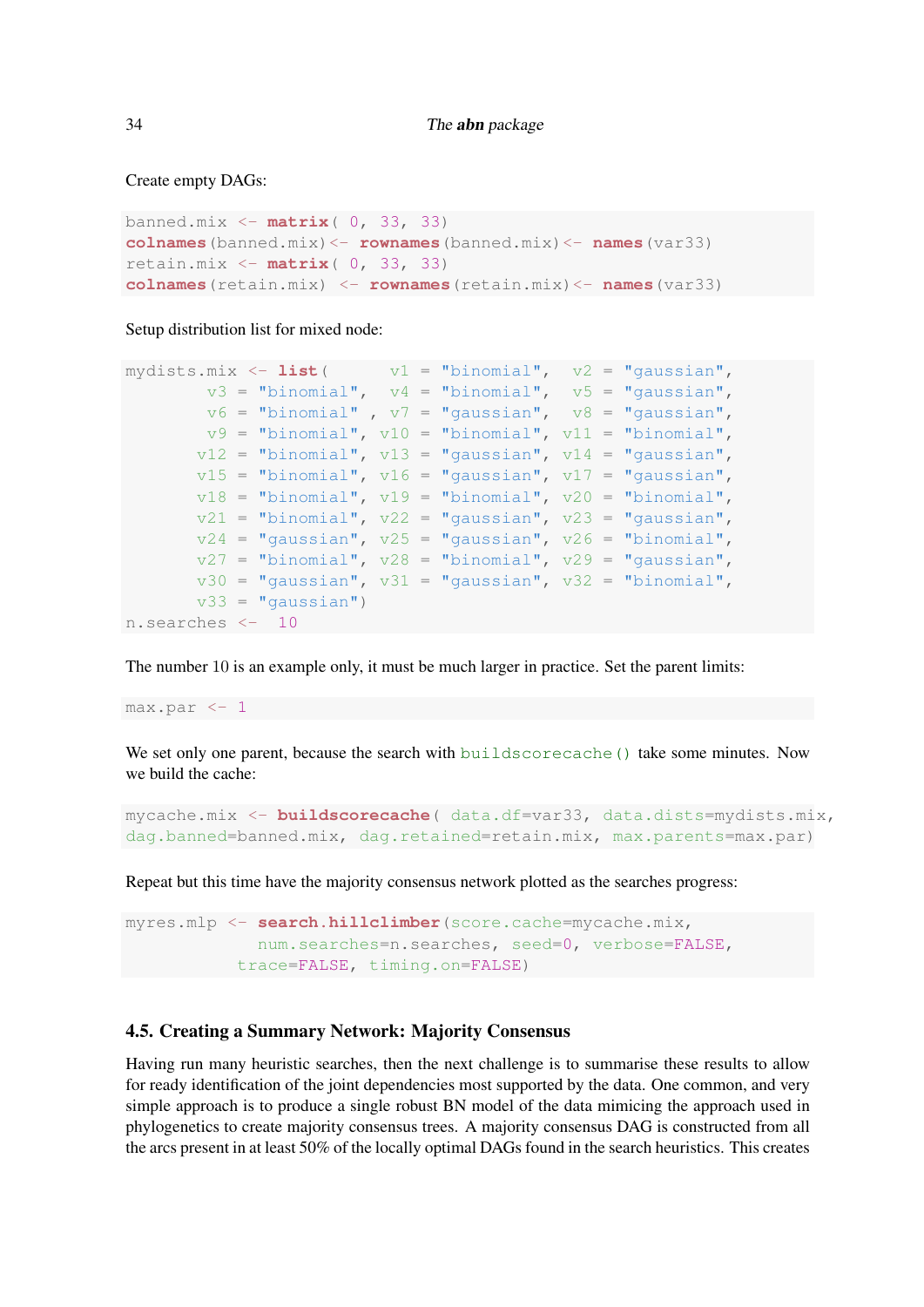Create empty DAGs:

```
banned.mix <- matrix( 0, 33, 33)
colnames(banned.mix)<- rownames(banned.mix)<- names(var33)
retain.mix <- matrix( 0, 33, 33)
colnames(retain.mix) <- rownames(retain.mix)<- names(var33)
```

Setup distribution list for mixed node:

```
mydists.mix <- list(      v1 = "binomial",  v2 = "gaussian",
        v3 = "binomial",  v4 = "binomial",  v5 = "gaussian",
        v6 = "binomial" , v7 = "gaussian",  v8 = "gaussian",
        v9 = "binomial", v10 = "binomial", v11 = "binomial",
       v12 = "binomial", v13 = "gaussian", v14 = "gaussian",
       v15 = "binomial", v16 = "gaussian", v17 = "gaussian",
       v18 = "binomial", v19 = "binomial", v20 = "binomial",
       v21 = "binomial", v22 = "gaussian", v23 = "gaussian",
       v24 = "gaussian", v25 = "gaussian", v26 = "binomial",
       v27 = "binomial", v28 = "binomial", v29 = "gaussian",
       v30 = "gaussian", v31 = "gaussian", v32 = "binomial",
       v33 = "gaussian")
n.searches <-  10
```

The number 10 is an example only, it must be much larger in practice. Set the parent limits:

```
max.par <- 1
```

We set only one parent, because the search with `buildscorecache()` take some minutes. Now we build the cache:

```
mycache.mix <- buildscorecache( data.df=var33, data.dists=mydists.mix,
dag.banned=banned.mix, dag.retained=retain.mix, max.parents=max.par)
```

Repeat but this time have the majority consensus network plotted as the searches progress:

```
myres.mlp <- search.hillclimber(score.cache=mycache.mix,
              num.searches=n.searches, seed=0, verbose=FALSE,
            trace=FALSE, timing.on=FALSE)
```

### 4.5. Creating a Summary Network: Majority Consensus

Having run many heuristic searches, then the next challenge is to summarise these results to allow for ready identification of the joint dependencies most supported by the data. One common, and very simple approach is to produce a single robust BN model of the data mimicing the approach used in phylogenetics to create majority consensus trees. A majority consensus DAG is constructed from all the arcs present in at least 50% of the locally optimal DAGs found in the search heuristics. This creates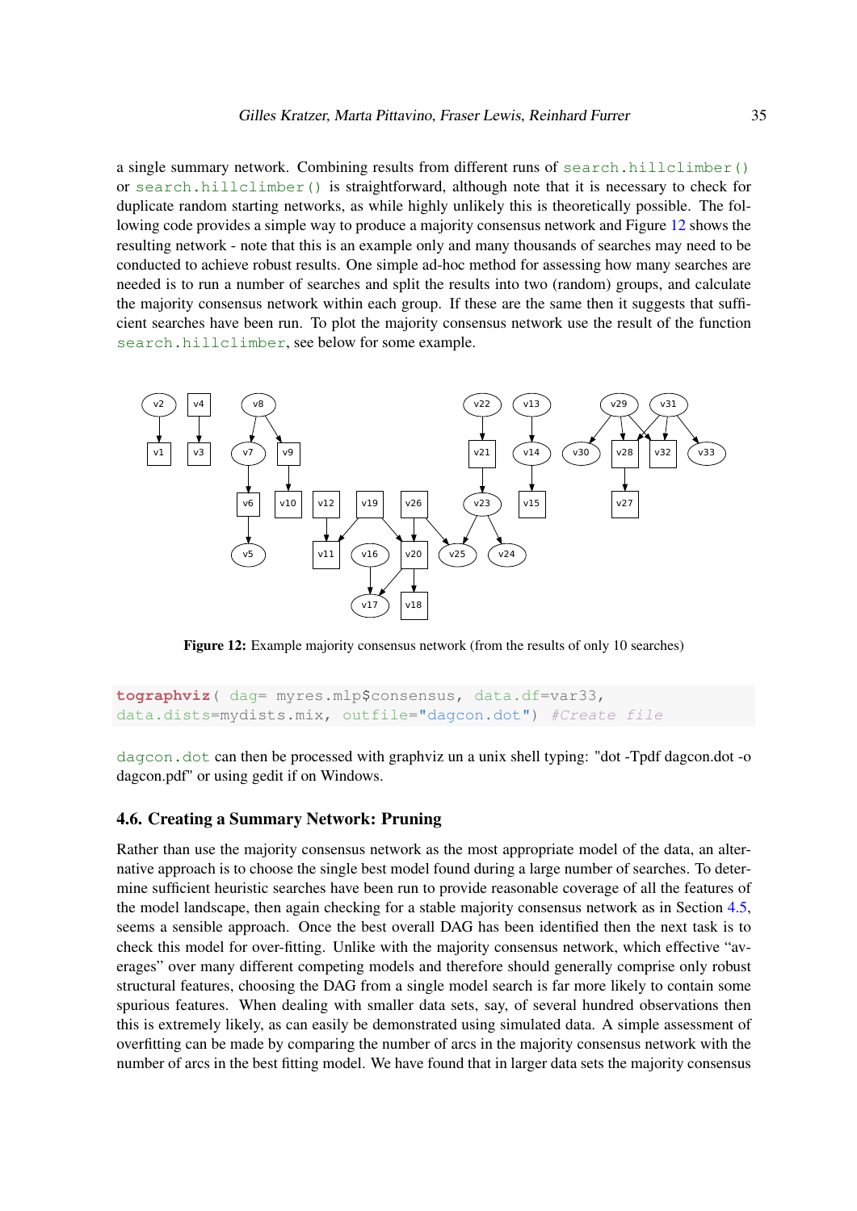a single summary network. Combining results from different runs of `search.hillclimber()` or `search.hillclimber()` is straightforward, although note that it is necessary to check for duplicate random starting networks, as while highly unlikely this is theoretically possible. The following code provides a simple way to produce a majority consensus network and Figure 12 shows the resulting network - note that this is an example only and many thousands of searches may need to be conducted to achieve robust results. One simple ad-hoc method for assessing how many searches are needed is to run a number of searches and split the results into two (random) groups, and calculate the majority consensus network within each group. If these are the same then it suggests that sufficient searches have been run. To plot the majority consensus network use the result of the function `search.hillclimber`, see below for some example.

**Figure 12:** Example majority consensus network (from the results of only 10 searches)

```
tographviz( dag= myres.mlp$consensus, data.df=var33,
data.dists=mydists.mix, outfile="dagcon.dot") #Create file
```

`dagcon.dot` can then be processed with graphviz un a unix shell typing: "dot -Tpdf dagcon.dot -o dagcon.pdf" or using gedit if on Windows.

### 4.6. Creating a Summary Network: Pruning

Rather than use the majority consensus network as the most appropriate model of the data, an alternative approach is to choose the single best model found during a large number of searches. To determine sufficient heuristic searches have been run to provide reasonable coverage of all the features of the model landscape, then again checking for a stable majority consensus network as in Section 4.5, seems a sensible approach. Once the best overall DAG has been identified then the next task is to check this model for over-fitting. Unlike with the majority consensus network, which effective "averages" over many different competing models and therefore should generally comprise only robust structural features, choosing the DAG from a single model search is far more likely to contain some spurious features. When dealing with smaller data sets, say, of several hundred observations then this is extremely likely, as can easily be demonstrated using simulated data. A simple assessment of overfitting can be made by comparing the number of arcs in the majority consensus network with the number of arcs in the best fitting model. We have found that in larger data sets the majority consensus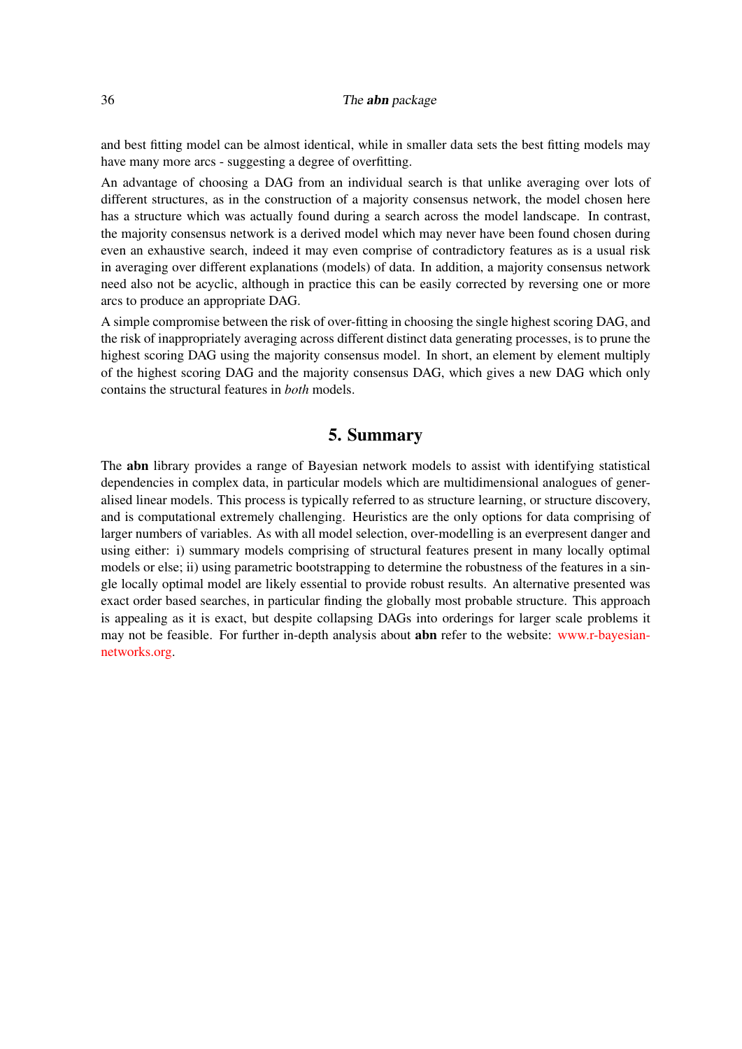and best fitting model can be almost identical, while in smaller data sets the best fitting models may have many more arcs - suggesting a degree of overfitting.

An advantage of choosing a DAG from an individual search is that unlike averaging over lots of different structures, as in the construction of a majority consensus network, the model chosen here has a structure which was actually found during a search across the model landscape. In contrast, the majority consensus network is a derived model which may never have been found chosen during even an exhaustive search, indeed it may even comprise of contradictory features as is a usual risk in averaging over different explanations (models) of data. In addition, a majority consensus network need also not be acyclic, although in practice this can be easily corrected by reversing one or more arcs to produce an appropriate DAG.

A simple compromise between the risk of over-fitting in choosing the single highest scoring DAG, and the risk of inappropriately averaging across different distinct data generating processes, is to prune the highest scoring DAG using the majority consensus model. In short, an element by element multiply of the highest scoring DAG and the majority consensus DAG, which gives a new DAG which only contains the structural features in *both* models.

## 5. Summary

The **abn** library provides a range of Bayesian network models to assist with identifying statistical dependencies in complex data, in particular models which are multidimensional analogues of generalised linear models. This process is typically referred to as structure learning, or structure discovery, and is computational extremely challenging. Heuristics are the only options for data comprising of larger numbers of variables. As with all model selection, over-modelling is an everpresent danger and using either: i) summary models comprising of structural features present in many locally optimal models or else; ii) using parametric bootstrapping to determine the robustness of the features in a single locally optimal model are likely essential to provide robust results. An alternative presented was exact order based searches, in particular finding the globally most probable structure. This approach is appealing as it is exact, but despite collapsing DAGs into orderings for larger scale problems it may not be feasible. For further in-depth analysis about **abn** refer to the website: www.r-bayesian-networks.org.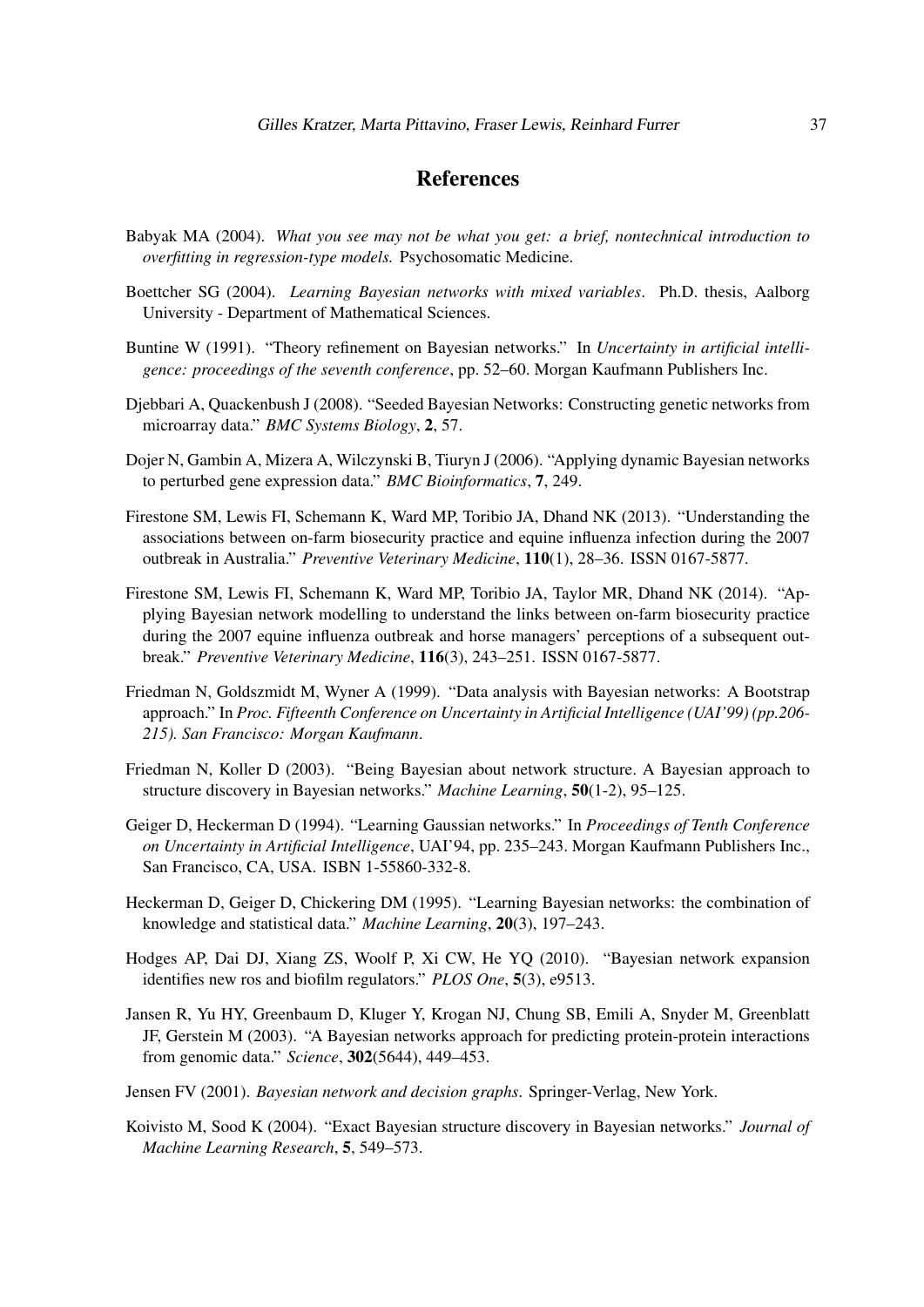# References

Babyak MA (2004). *What you see may not be what you get: a brief, nontechnical introduction to overfitting in regression-type models.* Psychosomatic Medicine.

Boettcher SG (2004). *Learning Bayesian networks with mixed variables*. Ph.D. thesis, Aalborg University - Department of Mathematical Sciences.

Buntine W (1991). "Theory refinement on Bayesian networks." In *Uncertainty in artificial intelligence: proceedings of the seventh conference*, pp. 52–60. Morgan Kaufmann Publishers Inc.

Djebbari A, Quackenbush J (2008). "Seeded Bayesian Networks: Constructing genetic networks from microarray data." *BMC Systems Biology*, **2**, 57.

Dojer N, Gambin A, Mizera A, Wilczynski B, Tiuryn J (2006). "Applying dynamic Bayesian networks to perturbed gene expression data." *BMC Bioinformatics*, **7**, 249.

Firestone SM, Lewis FI, Schemann K, Ward MP, Toribio JA, Dhand NK (2013). "Understanding the associations between on-farm biosecurity practice and equine influenza infection during the 2007 outbreak in Australia." *Preventive Veterinary Medicine*, **110**(1), 28–36. ISSN 0167-5877.

Firestone SM, Lewis FI, Schemann K, Ward MP, Toribio JA, Taylor MR, Dhand NK (2014). "Applying Bayesian network modelling to understand the links between on-farm biosecurity practice during the 2007 equine influenza outbreak and horse managers' perceptions of a subsequent outbreak." *Preventive Veterinary Medicine*, **116**(3), 243–251. ISSN 0167-5877.

Friedman N, Goldszmidt M, Wyner A (1999). "Data analysis with Bayesian networks: A Bootstrap approach." In *Proc. Fifteenth Conference on Uncertainty in Artificial Intelligence (UAI'99) (pp.206-215). San Francisco: Morgan Kaufmann*.

Friedman N, Koller D (2003). "Being Bayesian about network structure. A Bayesian approach to structure discovery in Bayesian networks." *Machine Learning*, **50**(1-2), 95–125.

Geiger D, Heckerman D (1994). "Learning Gaussian networks." In *Proceedings of Tenth Conference on Uncertainty in Artificial Intelligence*, UAI'94, pp. 235–243. Morgan Kaufmann Publishers Inc., San Francisco, CA, USA. ISBN 1-55860-332-8.

Heckerman D, Geiger D, Chickering DM (1995). "Learning Bayesian networks: the combination of knowledge and statistical data." *Machine Learning*, **20**(3), 197–243.

Hodges AP, Dai DJ, Xiang ZS, Woolf P, Xi CW, He YQ (2010). "Bayesian network expansion identifies new ros and biofilm regulators." *PLOS One*, **5**(3), e9513.

Jansen R, Yu HY, Greenbaum D, Kluger Y, Krogan NJ, Chung SB, Emili A, Snyder M, Greenblatt JF, Gerstein M (2003). "A Bayesian networks approach for predicting protein-protein interactions from genomic data." *Science*, **302**(5644), 449–453.

Jensen FV (2001). *Bayesian network and decision graphs*. Springer-Verlag, New York.

Koivisto M, Sood K (2004). "Exact Bayesian structure discovery in Bayesian networks." *Journal of Machine Learning Research*, **5**, 549–573.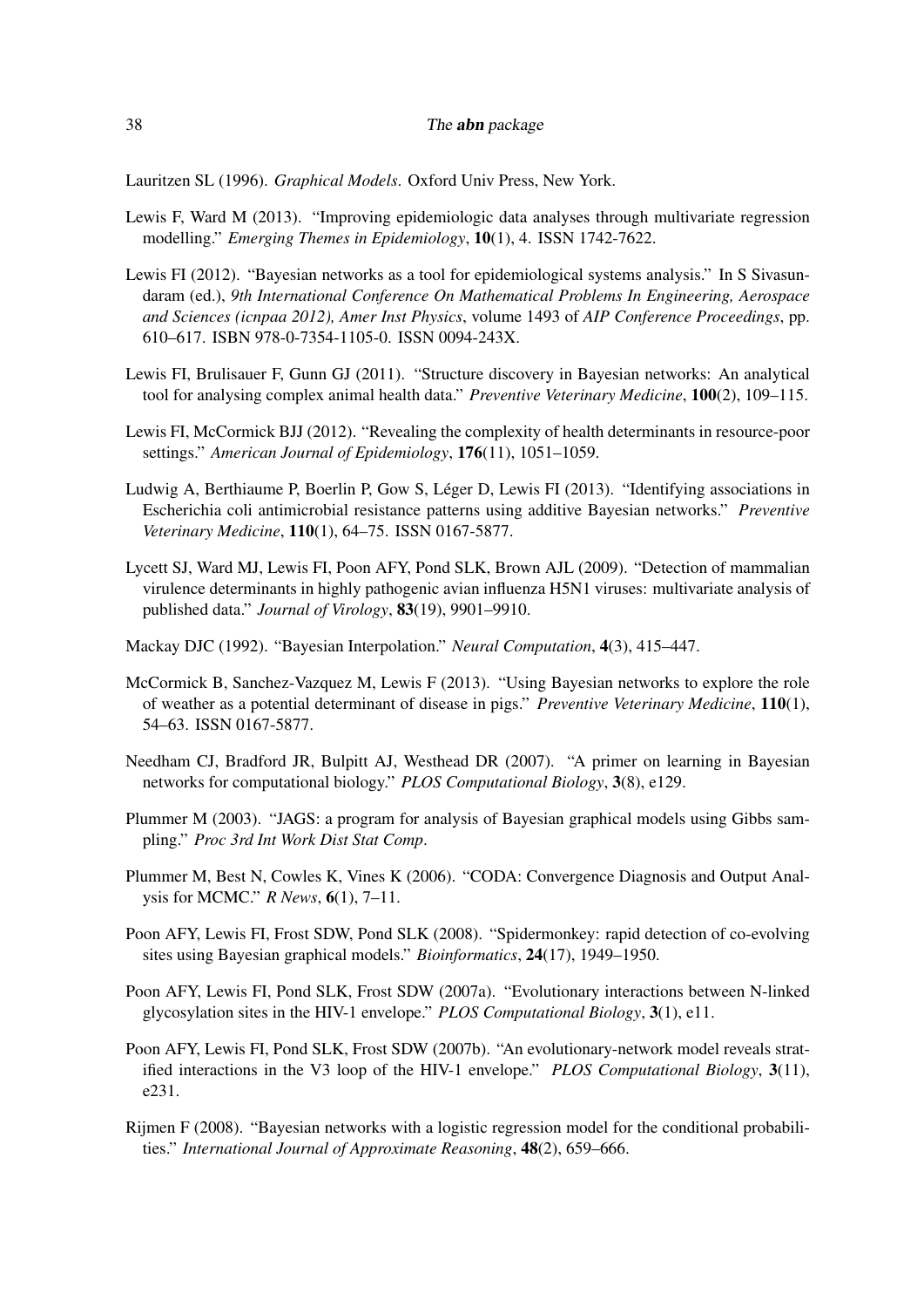Lauritzen SL (1996). *Graphical Models*. Oxford Univ Press, New York.

Lewis F, Ward M (2013). "Improving epidemiologic data analyses through multivariate regression modelling." *Emerging Themes in Epidemiology*, **10**(1), 4. ISSN 1742-7622.

Lewis FI (2012). "Bayesian networks as a tool for epidemiological systems analysis." In S Sivasundaram (ed.), *9th International Conference On Mathematical Problems In Engineering, Aerospace and Sciences (icnpaa 2012), Amer Inst Physics*, volume 1493 of *AIP Conference Proceedings*, pp. 610–617. ISBN 978-0-7354-1105-0. ISSN 0094-243X.

Lewis FI, Brulisauer F, Gunn GJ (2011). "Structure discovery in Bayesian networks: An analytical tool for analysing complex animal health data." *Preventive Veterinary Medicine*, **100**(2), 109–115.

Lewis FI, McCormick BJJ (2012). "Revealing the complexity of health determinants in resource-poor settings." *American Journal of Epidemiology*, **176**(11), 1051–1059.

Ludwig A, Berthiaume P, Boerlin P, Gow S, Léger D, Lewis FI (2013). "Identifying associations in Escherichia coli antimicrobial resistance patterns using additive Bayesian networks." *Preventive Veterinary Medicine*, **110**(1), 64–75. ISSN 0167-5877.

Lycett SJ, Ward MJ, Lewis FI, Poon AFY, Pond SLK, Brown AJL (2009). "Detection of mammalian virulence determinants in highly pathogenic avian influenza H5N1 viruses: multivariate analysis of published data." *Journal of Virology*, **83**(19), 9901–9910.

Mackay DJC (1992). "Bayesian Interpolation." *Neural Computation*, **4**(3), 415–447.

McCormick B, Sanchez-Vazquez M, Lewis F (2013). "Using Bayesian networks to explore the role of weather as a potential determinant of disease in pigs." *Preventive Veterinary Medicine*, **110**(1), 54–63. ISSN 0167-5877.

Needham CJ, Bradford JR, Bulpitt AJ, Westhead DR (2007). "A primer on learning in Bayesian networks for computational biology." *PLOS Computational Biology*, **3**(8), e129.

Plummer M (2003). "JAGS: a program for analysis of Bayesian graphical models using Gibbs sampling." *Proc 3rd Int Work Dist Stat Comp*.

Plummer M, Best N, Cowles K, Vines K (2006). "CODA: Convergence Diagnosis and Output Analysis for MCMC." *R News*, **6**(1), 7–11.

Poon AFY, Lewis FI, Frost SDW, Pond SLK (2008). "Spidermonkey: rapid detection of co-evolving sites using Bayesian graphical models." *Bioinformatics*, **24**(17), 1949–1950.

Poon AFY, Lewis FI, Pond SLK, Frost SDW (2007a). "Evolutionary interactions between N-linked glycosylation sites in the HIV-1 envelope." *PLOS Computational Biology*, **3**(1), e11.

Poon AFY, Lewis FI, Pond SLK, Frost SDW (2007b). "An evolutionary-network model reveals stratified interactions in the V3 loop of the HIV-1 envelope." *PLOS Computational Biology*, **3**(11), e231.

Rijmen F (2008). "Bayesian networks with a logistic regression model for the conditional probabilities." *International Journal of Approximate Reasoning*, **48**(2), 659–666.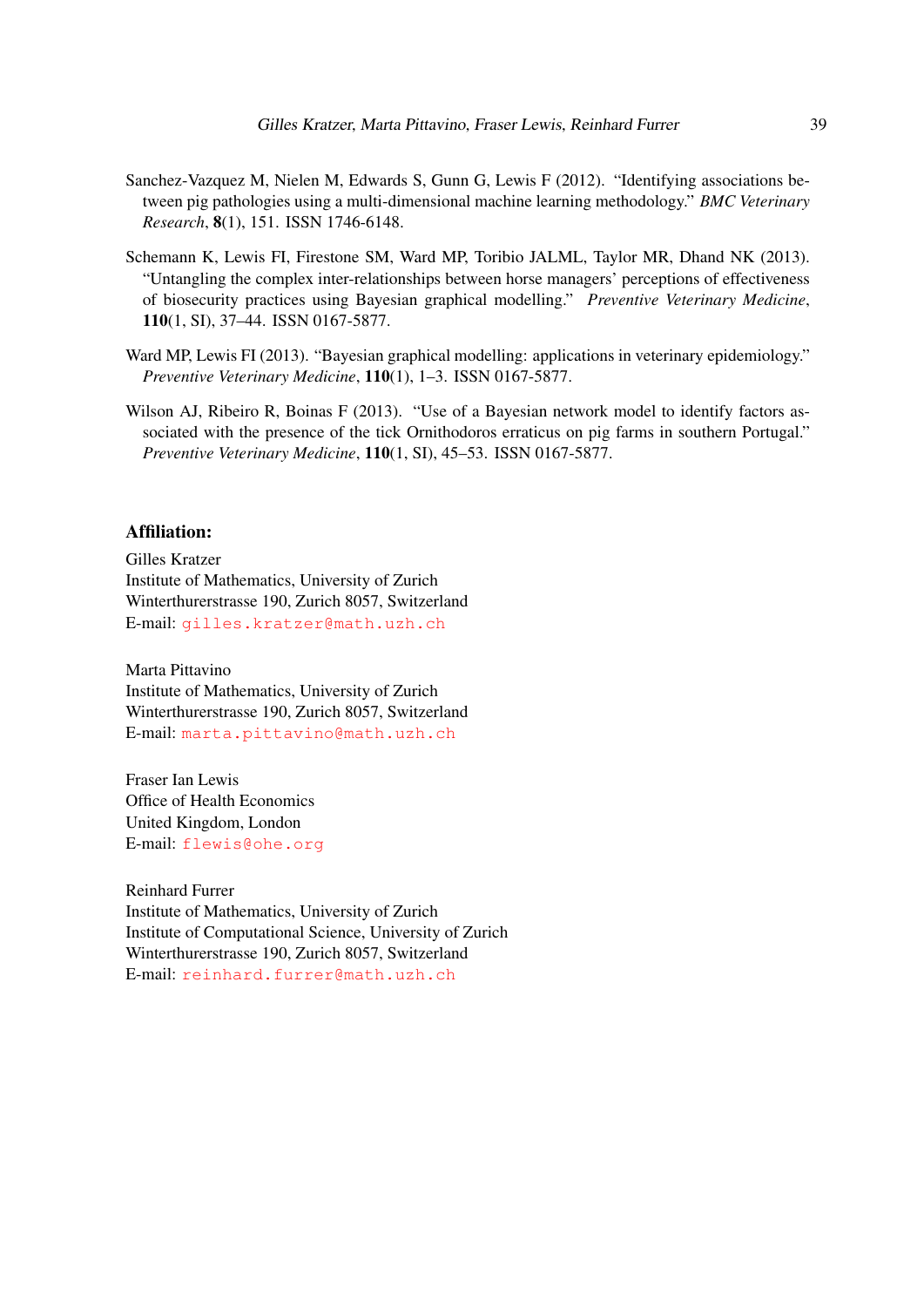Sanchez-Vazquez M, Nielen M, Edwards S, Gunn G, Lewis F (2012). “Identifying associations between pig pathologies using a multi-dimensional machine learning methodology.” *BMC Veterinary Research*, **8**(1), 151. ISSN 1746-6148.

Schemann K, Lewis FI, Firestone SM, Ward MP, Toribio JALML, Taylor MR, Dhand NK (2013). “Untangling the complex inter-relationships between horse managers’ perceptions of effectiveness of biosecurity practices using Bayesian graphical modelling.” *Preventive Veterinary Medicine*, **110**(1, SI), 37–44. ISSN 0167-5877.

Ward MP, Lewis FI (2013). “Bayesian graphical modelling: applications in veterinary epidemiology.” *Preventive Veterinary Medicine*, **110**(1), 1–3. ISSN 0167-5877.

Wilson AJ, Ribeiro R, Boinas F (2013). “Use of a Bayesian network model to identify factors associated with the presence of the tick Ornithodoros erraticus on pig farms in southern Portugal.” *Preventive Veterinary Medicine*, **110**(1, SI), 45–53. ISSN 0167-5877.

### Affiliation:

Gilles Kratzer
Institute of Mathematics, University of Zurich
Winterthurerstrasse 190, Zurich 8057, Switzerland
E-mail: gilles.kratzer@math.uzh.ch

Marta Pittavino
Institute of Mathematics, University of Zurich
Winterthurerstrasse 190, Zurich 8057, Switzerland
E-mail: marta.pittavino@math.uzh.ch

Fraser Ian Lewis
Office of Health Economics
United Kingdom, London
E-mail: flewis@ohe.org

Reinhard Furrer
Institute of Mathematics, University of Zurich
Institute of Computational Science, University of Zurich
Winterthurerstrasse 190, Zurich 8057, Switzerland
E-mail: reinhard.furrer@math.uzh.ch